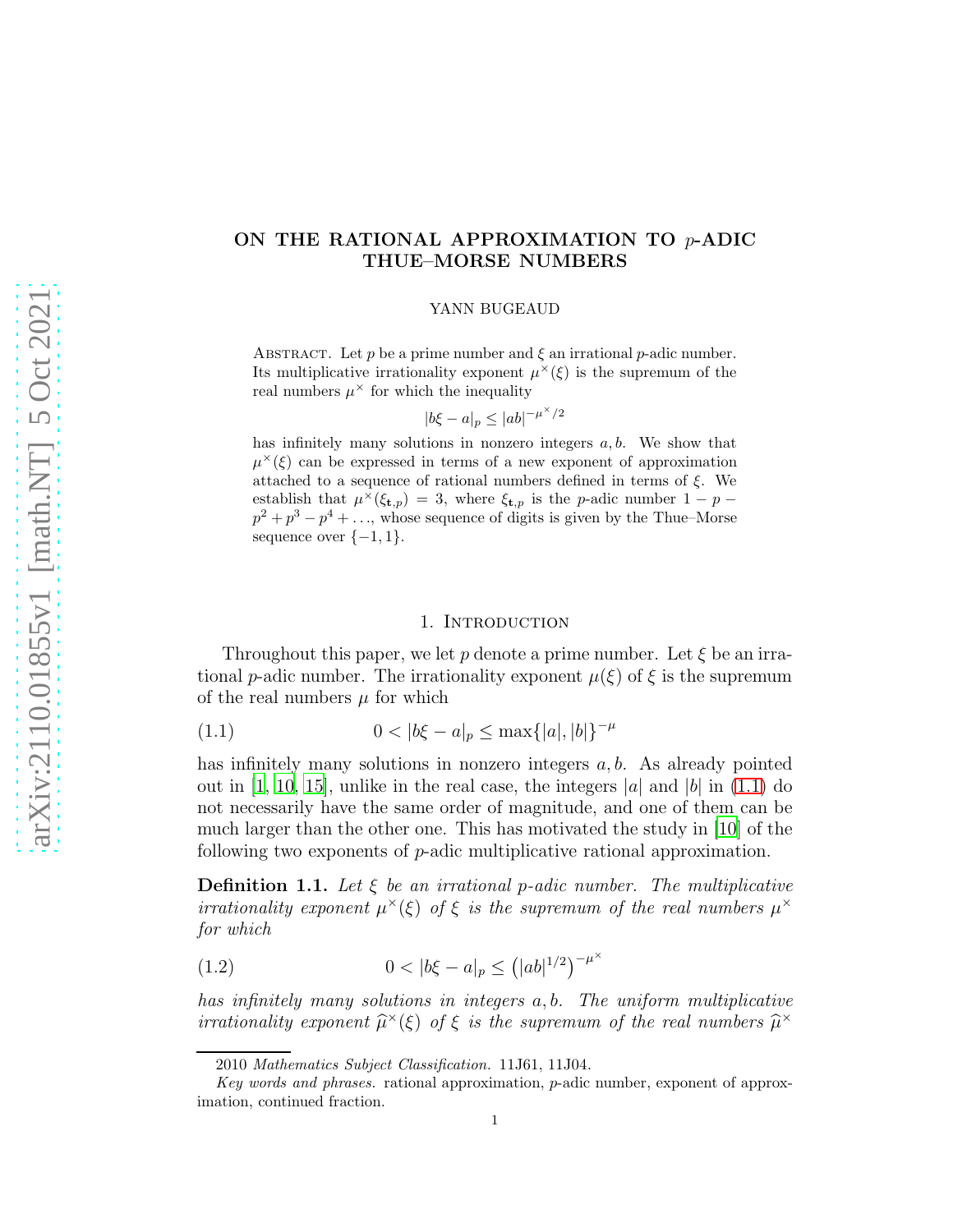# ON THE RATIONAL APPROXIMATION TO $p$-ADIC THUE–MORSE NUMBERS

YANN BUGEAUD

Abstract. Let $p$ be a prime number and $\xi$ an irrational $p$-adic number. Its multiplicative irrationality exponent $\mu^\times(\xi)$ is the supremum of the real numbers $\mu^\times$ for which the inequality

$$|b\xi - a|_p \le |ab|^{-\mu^\times/2}$$

has infinitely many solutions in nonzero integers $a, b$. We show that $\mu^\times(\xi)$ can be expressed in terms of a new exponent of approximation attached to a sequence of rational numbers defined in terms of $\xi$. We establish that $\mu^\times(\xi_{\mathbf{t},p}) = 3$, where $\xi_{\mathbf{t},p}$ is the $p$-adic number $1 - p - p^2 + p^3 - p^4 + \ldots$, whose sequence of digits is given by the Thue–Morse sequence over $\{-1, 1\}$.

## 1. Introduction

Throughout this paper, we let $p$ denote a prime number. Let $\xi$ be an irrational $p$-adic number. The irrationality exponent $\mu(\xi)$ of $\xi$ is the supremum of the real numbers $\mu$ for which

$$0 < |b\xi - a|_p \le \max\{|a|, |b|\}^{-\mu} \tag{1.1}$$

has infinitely many solutions in nonzero integers $a, b$. As already pointed out in [1, 10, 15], unlike in the real case, the integers $|a|$ and $|b|$ in (1.1) do not necessarily have the same order of magnitude, and one of them can be much larger than the other one. This has motivated the study in [10] of the following two exponents of $p$-adic multiplicative rational approximation.

**Definition 1.1.** *Let $\xi$ be an irrational $p$-adic number. The multiplicative irrationality exponent $\mu^\times(\xi)$ of $\xi$ is the supremum of the real numbers $\mu^\times$ for which*

$$0 < |b\xi - a|_p \le \left(|ab|^{1/2}\right)^{-\mu^\times} \tag{1.2}$$

*has infinitely many solutions in integers $a, b$. The uniform multiplicative irrationality exponent $\widehat{\mu}^\times(\xi)$ of $\xi$ is the supremum of the real numbers $\widehat{\mu}^\times$*

2010 *Mathematics Subject Classification.* 11J61, 11J04.

*Key words and phrases.* rational approximation, $p$-adic number, exponent of approximation, continued fraction.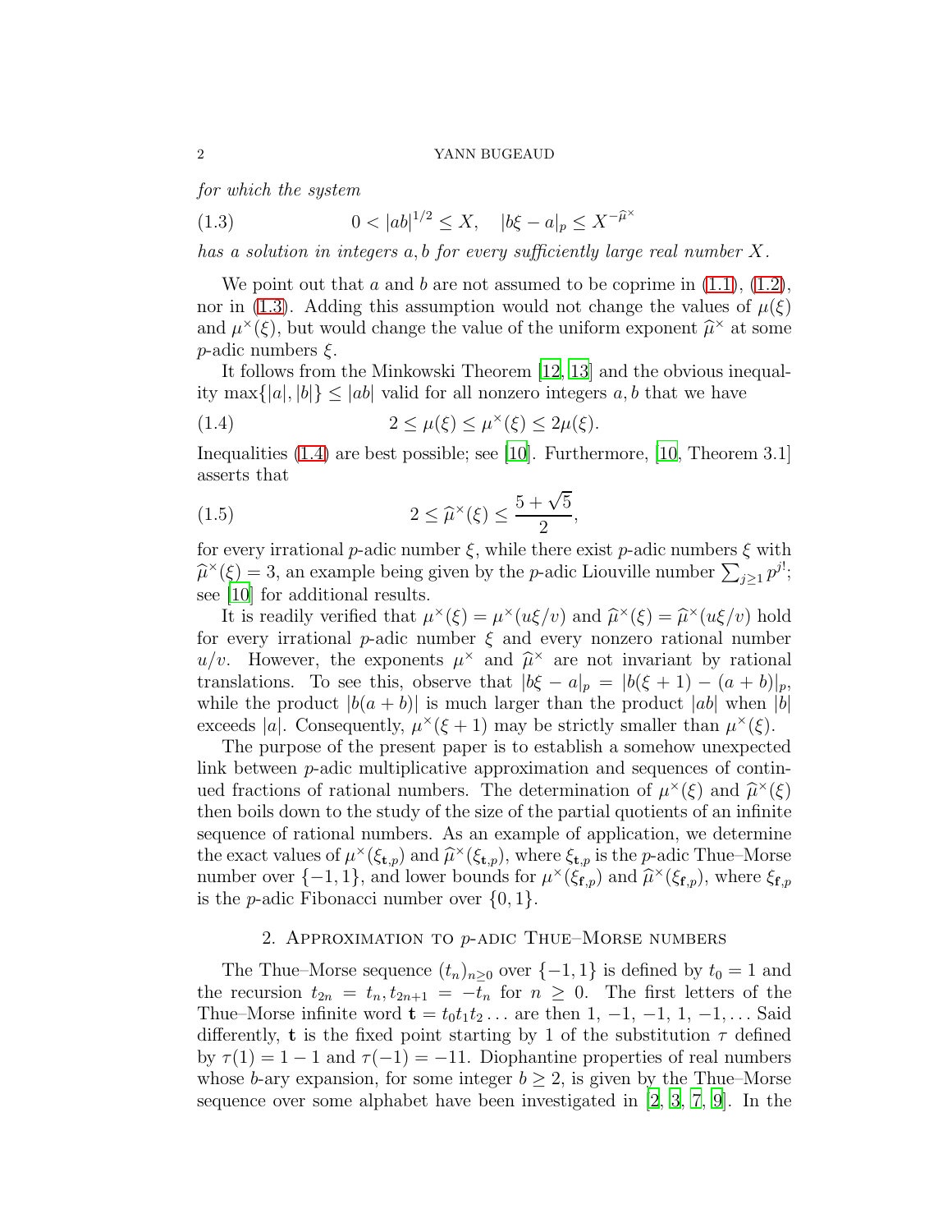*for which the system*

$$0 < |ab|^{1/2} \leq X, \quad |b\xi - a|_p \leq X^{-\widehat{\mu}^\times} \tag{1.3}$$

*has a solution in integers $a, b$ for every sufficiently large real number $X$.*

We point out that $a$ and $b$ are not assumed to be coprime in (1.1), (1.2), nor in (1.3). Adding this assumption would not change the values of $\mu(\xi)$ and $\mu^\times(\xi)$, but would change the value of the uniform exponent $\widehat{\mu}^\times$ at some $p$-adic numbers $\xi$.

It follows from the Minkowski Theorem [12, 13] and the obvious inequality $\max\{|a|, |b|\} \leq |ab|$ valid for all nonzero integers $a, b$ that we have

$$2 \leq \mu(\xi) \leq \mu^\times(\xi) \leq 2\mu(\xi). \tag{1.4}$$

Inequalities (1.4) are best possible; see [10]. Furthermore, [10, Theorem 3.1] asserts that

$$2 \leq \widehat{\mu}^\times(\xi) \leq \frac{5 + \sqrt{5}}{2}, \tag{1.5}$$

for every irrational $p$-adic number $\xi$, while there exist $p$-adic numbers $\xi$ with $\widehat{\mu}^\times(\xi) = 3$, an example being given by the $p$-adic Liouville number $\sum_{j \geq 1} p^{j!}$; see [10] for additional results.

It is readily verified that $\mu^\times(\xi) = \mu^\times(u\xi/v)$ and $\widehat{\mu}^\times(\xi) = \widehat{\mu}^\times(u\xi/v)$ hold for every irrational $p$-adic number $\xi$ and every nonzero rational number $u/v$. However, the exponents $\mu^\times$ and $\widehat{\mu}^\times$ are not invariant by rational translations. To see this, observe that $|b\xi - a|_p = |b(\xi + 1) - (a + b)|_p$, while the product $|b(a + b)|$ is much larger than the product $|ab|$ when $|b|$ exceeds $|a|$. Consequently, $\mu^\times(\xi + 1)$ may be strictly smaller than $\mu^\times(\xi)$.

The purpose of the present paper is to establish a somehow unexpected link between $p$-adic multiplicative approximation and sequences of continued fractions of rational numbers. The determination of $\mu^\times(\xi)$ and $\widehat{\mu}^\times(\xi)$ then boils down to the study of the size of the partial quotients of an infinite sequence of rational numbers. As an example of application, we determine the exact values of $\mu^\times(\xi_{\mathbf{t},p})$ and $\widehat{\mu}^\times(\xi_{\mathbf{t},p})$, where $\xi_{\mathbf{t},p}$ is the $p$-adic Thue–Morse number over $\{-1, 1\}$, and lower bounds for $\mu^\times(\xi_{\mathbf{f},p})$ and $\widehat{\mu}^\times(\xi_{\mathbf{f},p})$, where $\xi_{\mathbf{f},p}$ is the $p$-adic Fibonacci number over $\{0, 1\}$.

## 2. Approximation to $p$-adic Thue–Morse numbers

The Thue–Morse sequence $(t_n)_{n \geq 0}$ over $\{-1, 1\}$ is defined by $t_0 = 1$ and the recursion $t_{2n} = t_n, t_{2n+1} = -t_n$ for $n \geq 0$. The first letters of the Thue–Morse infinite word $\mathbf{t} = t_0 t_1 t_2 \ldots$ are then $1, -1, -1, 1, -1, \ldots$ Said differently, $\mathbf{t}$ is the fixed point starting by 1 of the substitution $\tau$ defined by $\tau(1) = 1 - 1$ and $\tau(-1) = -11$. Diophantine properties of real numbers whose $b$-ary expansion, for some integer $b \geq 2$, is given by the Thue–Morse sequence over some alphabet have been investigated in [2, 3, 7, 9]. In the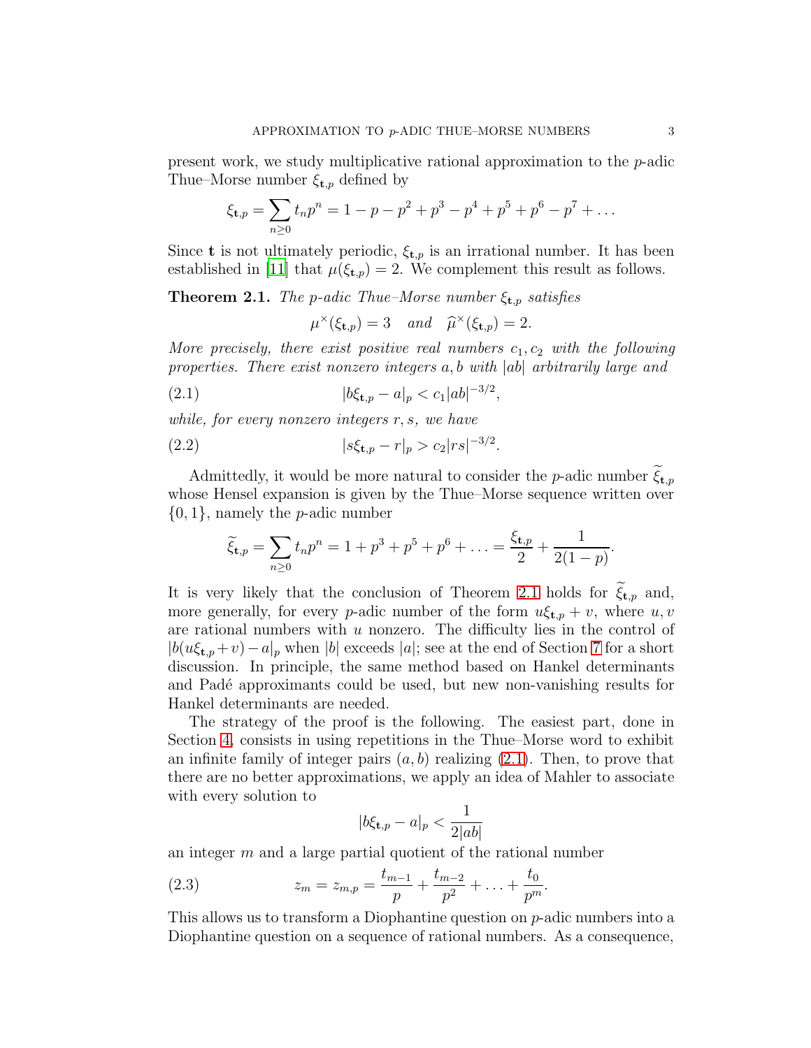present work, we study multiplicative rational approximation to the $p$-adic Thue–Morse number $\xi_{\mathbf{t},p}$ defined by

$$\xi_{\mathbf{t},p} = \sum_{n \geq 0} t_n p^n = 1 - p - p^2 + p^3 - p^4 + p^5 + p^6 - p^7 + \ldots$$

Since $\mathbf{t}$ is not ultimately periodic, $\xi_{\mathbf{t},p}$ is an irrational number. It has been established in [11] that $\mu(\xi_{\mathbf{t},p}) = 2$. We complement this result as follows.

**Theorem 2.1.** *The $p$-adic Thue–Morse number $\xi_{\mathbf{t},p}$ satisfies*

$$\mu^{\times}(\xi_{\mathbf{t},p}) = 3 \quad \text{and} \quad \widehat{\mu}^{\times}(\xi_{\mathbf{t},p}) = 2.$$

*More precisely, there exist positive real numbers $c_1, c_2$ with the following properties. There exist nonzero integers $a, b$ with $|ab|$ arbitrarily large and*

$$|b\xi_{\mathbf{t},p} - a|_p < c_1 |ab|^{-3/2}, \tag{2.1}$$

*while, for every nonzero integers $r, s$, we have*

$$|s\xi_{\mathbf{t},p} - r|_p > c_2 |rs|^{-3/2}. \tag{2.2}$$

Admittedly, it would be more natural to consider the $p$-adic number $\widetilde{\xi}_{\mathbf{t},p}$ whose Hensel expansion is given by the Thue–Morse sequence written over $\{0, 1\}$, namely the $p$-adic number

$$\widetilde{\xi}_{\mathbf{t},p} = \sum_{n \geq 0} t_n p^n = 1 + p^3 + p^5 + p^6 + \ldots = \frac{\xi_{\mathbf{t},p}}{2} + \frac{1}{2(1-p)}.$$

It is very likely that the conclusion of Theorem 2.1 holds for $\widetilde{\xi}_{\mathbf{t},p}$ and, more generally, for every $p$-adic number of the form $u\xi_{\mathbf{t},p} + v$, where $u, v$ are rational numbers with $u$ nonzero. The difficulty lies in the control of $|b(u\xi_{\mathbf{t},p} + v) - a|_p$ when $|b|$ exceeds $|a|$; see at the end of Section 7 for a short discussion. In principle, the same method based on Hankel determinants and Padé approximants could be used, but new non-vanishing results for Hankel determinants are needed.

The strategy of the proof is the following. The easiest part, done in Section 4, consists in using repetitions in the Thue–Morse word to exhibit an infinite family of integer pairs $(a, b)$ realizing (2.1). Then, to prove that there are no better approximations, we apply an idea of Mahler to associate with every solution to

$$|b\xi_{\mathbf{t},p} - a|_p < \frac{1}{2|ab|}$$

an integer $m$ and a large partial quotient of the rational number

$$z_m = z_{m,p} = \frac{t_{m-1}}{p} + \frac{t_{m-2}}{p^2} + \ldots + \frac{t_0}{p^m}. \tag{2.3}$$

This allows us to transform a Diophantine question on $p$-adic numbers into a Diophantine question on a sequence of rational numbers. As a consequence,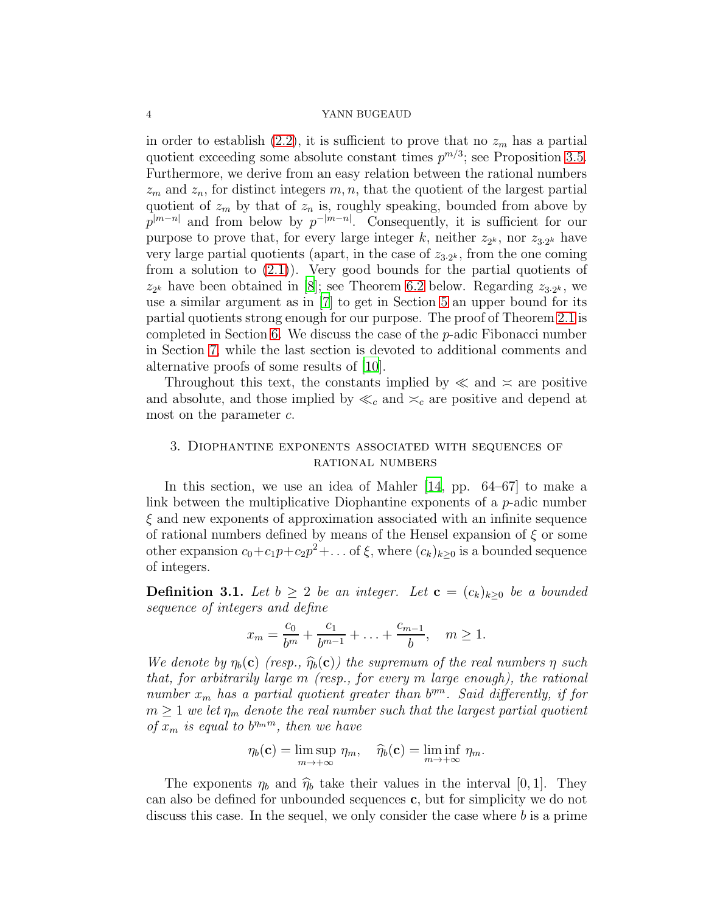in order to establish (2.2), it is sufficient to prove that no $z_m$ has a partial quotient exceeding some absolute constant times $p^{m/3}$; see Proposition 3.5. Furthermore, we derive from an easy relation between the rational numbers $z_m$ and $z_n$, for distinct integers $m, n$, that the quotient of the largest partial quotient of $z_m$ by that of $z_n$ is, roughly speaking, bounded from above by $p^{|m-n|}$ and from below by $p^{-|m-n|}$. Consequently, it is sufficient for our purpose to prove that, for every large integer $k$, neither $z_{2^k}$, nor $z_{3 \cdot 2^k}$ have very large partial quotients (apart, in the case of $z_{3 \cdot 2^k}$, from the one coming from a solution to (2.1)). Very good bounds for the partial quotients of $z_{2^k}$ have been obtained in [8]; see Theorem 6.2 below. Regarding $z_{3 \cdot 2^k}$, we use a similar argument as in [7] to get in Section 5 an upper bound for its partial quotients strong enough for our purpose. The proof of Theorem 2.1 is completed in Section 6. We discuss the case of the $p$-adic Fibonacci number in Section 7, while the last section is devoted to additional comments and alternative proofs of some results of [10].

Throughout this text, the constants implied by $\ll$ and $\asymp$ are positive and absolute, and those implied by $\ll_c$ and $\asymp_c$ are positive and depend at most on the parameter $c$.

## 3. Diophantine exponents associated with sequences of rational numbers

In this section, we use an idea of Mahler [14, pp. 64–67] to make a link between the multiplicative Diophantine exponents of a $p$-adic number $\xi$ and new exponents of approximation associated with an infinite sequence of rational numbers defined by means of the Hensel expansion of $\xi$ or some other expansion $c_0 + c_1 p + c_2 p^2 + \ldots$ of $\xi$, where $(c_k)_{k \geq 0}$ is a bounded sequence of integers.

**Definition 3.1.** *Let $b \geq 2$ be an integer. Let $\mathbf{c} = (c_k)_{k \geq 0}$ be a bounded sequence of integers and define*

$$x_m = \frac{c_0}{b^m} + \frac{c_1}{b^{m-1}} + \ldots + \frac{c_{m-1}}{b}, \quad m \geq 1.$$

*We denote by $\eta_b(\mathbf{c})$ (resp., $\widehat{\eta}_b(\mathbf{c})$) the supremum of the real numbers $\eta$ such that, for arbitrarily large $m$ (resp., for every $m$ large enough), the rational number $x_m$ has a partial quotient greater than $b^{\eta m}$. Said differently, if for $m \geq 1$ we let $\eta_m$ denote the real number such that the largest partial quotient of $x_m$ is equal to $b^{\eta_m m}$, then we have*

$$\eta_b(\mathbf{c}) = \limsup_{m \to +\infty} \eta_m, \quad \widehat{\eta}_b(\mathbf{c}) = \liminf_{m \to +\infty} \eta_m.$$

The exponents $\eta_b$ and $\widehat{\eta}_b$ take their values in the interval $[0, 1]$. They can also be defined for unbounded sequences $\mathbf{c}$, but for simplicity we do not discuss this case. In the sequel, we only consider the case where $b$ is a prime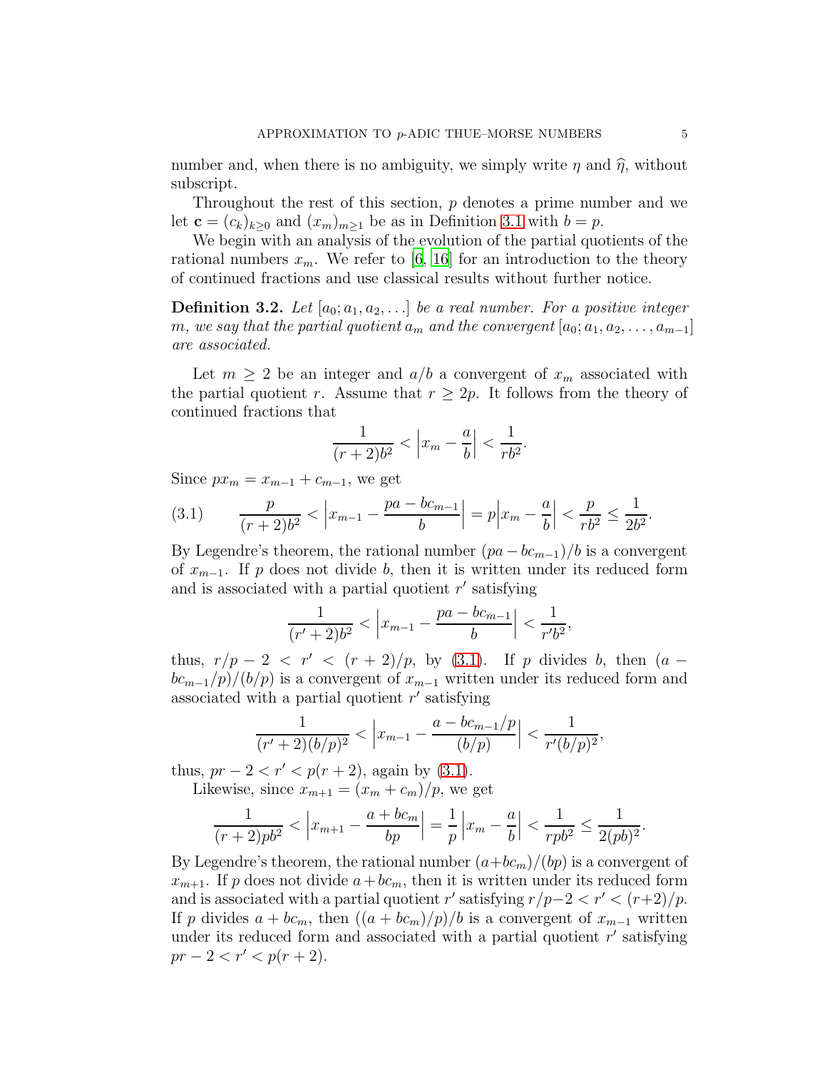number and, when there is no ambiguity, we simply write $\eta$ and $\widehat{\eta}$, without subscript.

Throughout the rest of this section, $p$ denotes a prime number and we let $\mathbf{c} = (c_k)_{k\geq 0}$ and $(x_m)_{m\geq 1}$ be as in Definition 3.1 with $b = p$.

We begin with an analysis of the evolution of the partial quotients of the rational numbers $x_m$. We refer to [6, 16] for an introduction to the theory of continued fractions and use classical results without further notice.

**Definition 3.2.** *Let $[a_0; a_1, a_2, \ldots]$ be a real number. For a positive integer $m$, we say that the partial quotient $a_m$ and the convergent $[a_0; a_1, a_2, \ldots, a_{m-1}]$ are associated.*

Let $m \geq 2$ be an integer and $a/b$ a convergent of $x_m$ associated with the partial quotient $r$. Assume that $r \geq 2p$. It follows from the theory of continued fractions that

$$\frac{1}{(r+2)b^2} < \Big| x_m - \frac{a}{b} \Big| < \frac{1}{rb^2}.$$

Since $px_m = x_{m-1} + c_{m-1}$, we get

$$\frac{p}{(r+2)b^2} < \Big| x_{m-1} - \frac{pa - bc_{m-1}}{b} \Big| = p \Big| x_m - \frac{a}{b} \Big| < \frac{p}{rb^2} \leq \frac{1}{2b^2}. \tag{3.1}$$

By Legendre's theorem, the rational number $(pa - bc_{m-1})/b$ is a convergent of $x_{m-1}$. If $p$ does not divide $b$, then it is written under its reduced form and is associated with a partial quotient $r'$ satisfying

$$\frac{1}{(r'+2)b^2} < \Big| x_{m-1} - \frac{pa - bc_{m-1}}{b} \Big| < \frac{1}{r'b^2},$$

thus, $r/p - 2 < r' < (r+2)/p$, by (3.1). If $p$ divides $b$, then $(a - bc_{m-1}/p)/(b/p)$ is a convergent of $x_{m-1}$ written under its reduced form and associated with a partial quotient $r'$ satisfying

$$\frac{1}{(r'+2)(b/p)^2} < \Big| x_{m-1} - \frac{a - bc_{m-1}/p}{(b/p)} \Big| < \frac{1}{r'(b/p)^2},$$

thus, $pr - 2 < r' < p(r+2)$, again by (3.1).

Likewise, since $x_{m+1} = (x_m + c_m)/p$, we get

$$\frac{1}{(r+2)pb^2} < \Big| x_{m+1} - \frac{a + bc_m}{bp} \Big| = \frac{1}{p} \Big| x_m - \frac{a}{b} \Big| < \frac{1}{rpb^2} \leq \frac{1}{2(pb)^2}.$$

By Legendre's theorem, the rational number $(a + bc_m)/(bp)$ is a convergent of $x_{m+1}$. If $p$ does not divide $a + bc_m$, then it is written under its reduced form and is associated with a partial quotient $r'$ satisfying $r/p - 2 < r' < (r+2)/p$. If $p$ divides $a + bc_m$, then $((a + bc_m)/p)/b$ is a convergent of $x_{m-1}$ written under its reduced form and associated with a partial quotient $r'$ satisfying $pr - 2 < r' < p(r+2)$.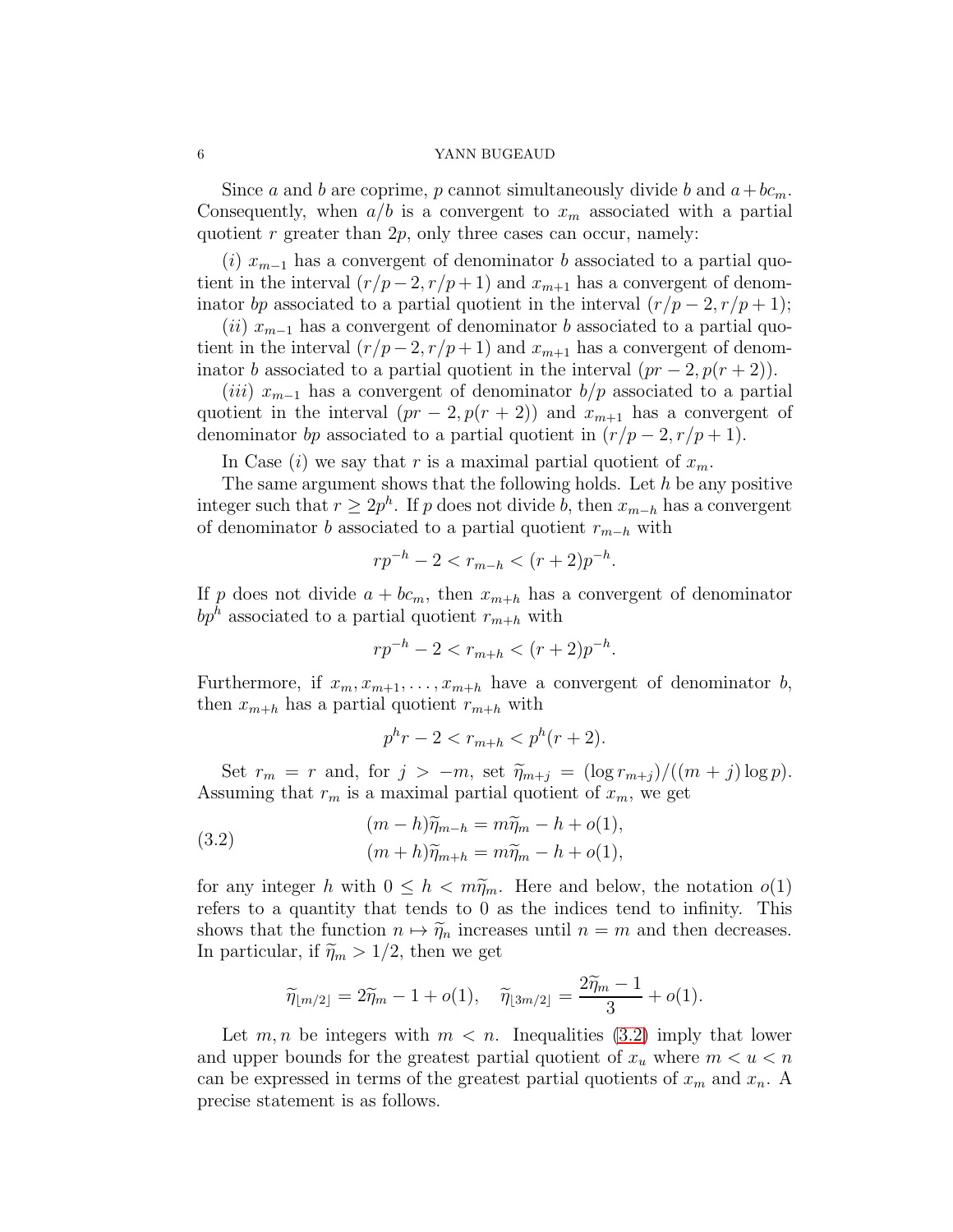Since $a$ and $b$ are coprime, $p$ cannot simultaneously divide $b$ and $a+bc_m$. Consequently, when $a/b$ is a convergent to $x_m$ associated with a partial quotient $r$ greater than $2p$, only three cases can occur, namely:

$(i)$ $x_{m-1}$ has a convergent of denominator $b$ associated to a partial quotient in the interval $(r/p-2, r/p+1)$ and $x_{m+1}$ has a convergent of denominator $bp$ associated to a partial quotient in the interval $(r/p-2, r/p+1)$;

$(ii)$ $x_{m-1}$ has a convergent of denominator $b$ associated to a partial quotient in the interval $(r/p-2, r/p+1)$ and $x_{m+1}$ has a convergent of denominator $b$ associated to a partial quotient in the interval $(pr-2, p(r+2))$.

$(iii)$ $x_{m-1}$ has a convergent of denominator $b/p$ associated to a partial quotient in the interval $(pr-2, p(r+2))$ and $x_{m+1}$ has a convergent of denominator $bp$ associated to a partial quotient in $(r/p-2, r/p+1)$.

In Case $(i)$ we say that $r$ is a maximal partial quotient of $x_m$.

The same argument shows that the following holds. Let $h$ be any positive integer such that $r \ge 2p^h$. If $p$ does not divide $b$, then $x_{m-h}$ has a convergent of denominator $b$ associated to a partial quotient $r_{m-h}$ with

$$rp^{-h} - 2 < r_{m-h} < (r+2)p^{-h}.$$

If $p$ does not divide $a+bc_m$, then $x_{m+h}$ has a convergent of denominator $bp^h$ associated to a partial quotient $r_{m+h}$ with

$$rp^{-h} - 2 < r_{m+h} < (r+2)p^{-h}.$$

Furthermore, if $x_m, x_{m+1}, \ldots, x_{m+h}$ have a convergent of denominator $b$, then $x_{m+h}$ has a partial quotient $r_{m+h}$ with

$$p^h r - 2 < r_{m+h} < p^h(r+2).$$

Set $r_m = r$ and, for $j > -m$, set $\widetilde{\eta}_{m+j} = (\log r_{m+j})/((m+j)\log p)$. Assuming that $r_m$ is a maximal partial quotient of $x_m$, we get

$$\begin{aligned} (m-h)\widetilde{\eta}_{m-h} &= m\widetilde{\eta}_m - h + o(1), \\ (m+h)\widetilde{\eta}_{m+h} &= m\widetilde{\eta}_m - h + o(1), \end{aligned} \tag{3.2}$$

for any integer $h$ with $0 \le h < m\widetilde{\eta}_m$. Here and below, the notation $o(1)$ refers to a quantity that tends to 0 as the indices tend to infinity. This shows that the function $n \mapsto \widetilde{\eta}_n$ increases until $n = m$ and then decreases. In particular, if $\widetilde{\eta}_m > 1/2$, then we get

$$\widetilde{\eta}_{\lfloor m/2 \rfloor} = 2\widetilde{\eta}_m - 1 + o(1), \quad \widetilde{\eta}_{\lfloor 3m/2 \rfloor} = \frac{2\widetilde{\eta}_m - 1}{3} + o(1).$$

Let $m, n$ be integers with $m < n$. Inequalities (3.2) imply that lower and upper bounds for the greatest partial quotient of $x_u$ where $m < u < n$ can be expressed in terms of the greatest partial quotients of $x_m$ and $x_n$. A precise statement is as follows.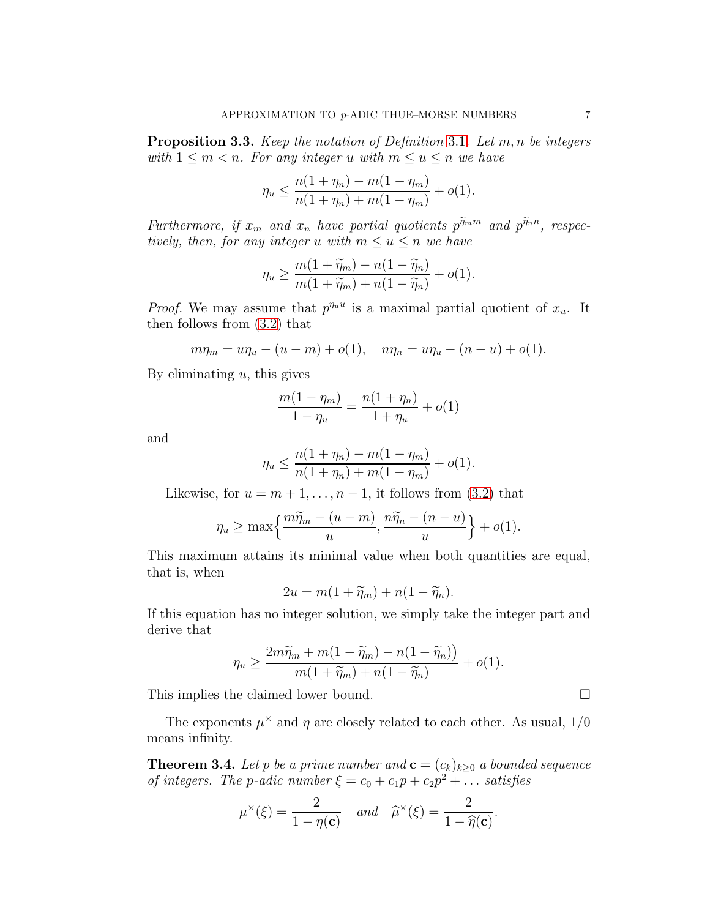**Proposition 3.3.** *Keep the notation of Definition 3.1. Let $m, n$ be integers with $1 \le m < n$. For any integer $u$ with $m \le u \le n$ we have*

$$\eta_u \le \frac{n(1+\eta_n) - m(1-\eta_m)}{n(1+\eta_n) + m(1-\eta_m)} + o(1).$$

*Furthermore, if $x_m$ and $x_n$ have partial quotients $p^{\widetilde{\eta}_m m}$ and $p^{\widetilde{\eta}_n n}$, respectively, then, for any integer $u$ with $m \le u \le n$ we have*

$$\eta_u \ge \frac{m(1+\widetilde{\eta}_m) - n(1-\widetilde{\eta}_n)}{m(1+\widetilde{\eta}_m) + n(1-\widetilde{\eta}_n)} + o(1).$$

*Proof.* We may assume that $p^{\eta_u u}$ is a maximal partial quotient of $x_u$. It then follows from (3.2) that

$$m\eta_m = u\eta_u - (u-m) + o(1), \quad n\eta_n = u\eta_u - (n-u) + o(1).$$

By eliminating $u$, this gives

$$\frac{m(1-\eta_m)}{1-\eta_u} = \frac{n(1+\eta_n)}{1+\eta_u} + o(1)$$

and

$$\eta_u \le \frac{n(1+\eta_n) - m(1-\eta_m)}{n(1+\eta_n) + m(1-\eta_m)} + o(1).$$

Likewise, for $u = m+1, \ldots, n-1$, it follows from (3.2) that

$$\eta_u \ge \max\Big\{ \frac{m\widetilde{\eta}_m - (u-m)}{u}, \frac{n\widetilde{\eta}_n - (n-u)}{u} \Big\} + o(1).$$

This maximum attains its minimal value when both quantities are equal, that is, when

$$2u = m(1+\widetilde{\eta}_m) + n(1-\widetilde{\eta}_n).$$

If this equation has no integer solution, we simply take the integer part and derive that

$$\eta_u \ge \frac{2m\widetilde{\eta}_m + m(1-\widetilde{\eta}_m) - n(1-\widetilde{\eta}_n)\big)}{m(1+\widetilde{\eta}_m) + n(1-\widetilde{\eta}_n)} + o(1).$$

This implies the claimed lower bound. $\square$

The exponents $\mu^\times$ and $\eta$ are closely related to each other. As usual, $1/0$ means infinity.

**Theorem 3.4.** *Let $p$ be a prime number and $\mathbf{c} = (c_k)_{k \ge 0}$ a bounded sequence of integers. The $p$-adic number $\xi = c_0 + c_1 p + c_2 p^2 + \ldots$ satisfies*

$$\mu^\times(\xi) = \frac{2}{1-\eta(\mathbf{c})} \quad \text{and} \quad \widehat{\mu}^\times(\xi) = \frac{2}{1-\widehat{\eta}(\mathbf{c})}.$$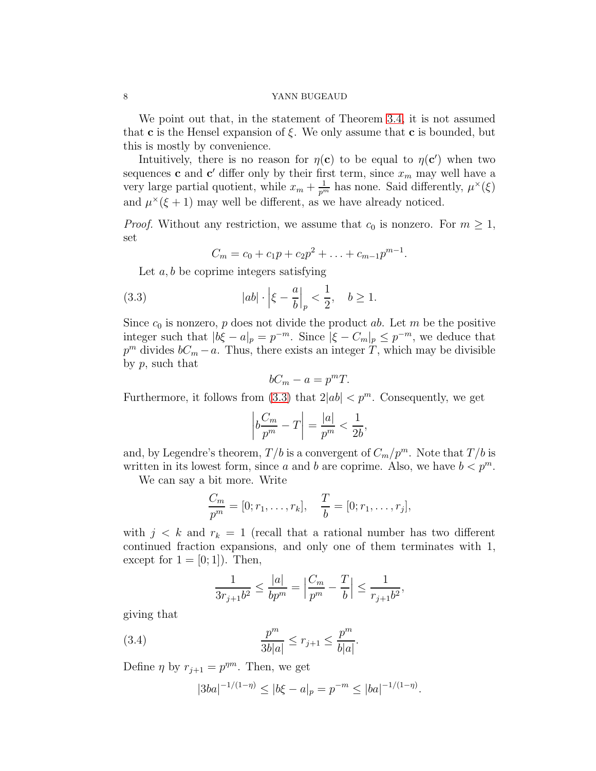We point out that, in the statement of Theorem 3.4, it is not assumed that $\mathbf{c}$ is the Hensel expansion of $\xi$. We only assume that $\mathbf{c}$ is bounded, but this is mostly by convenience.

Intuitively, there is no reason for $\eta(\mathbf{c})$ to be equal to $\eta(\mathbf{c}')$ when two sequences $\mathbf{c}$ and $\mathbf{c}'$ differ only by their first term, since $x_m$ may well have a very large partial quotient, while $x_m + \frac{1}{p^m}$ has none. Said differently, $\mu^\times(\xi)$ and $\mu^\times(\xi + 1)$ may well be different, as we have already noticed.

*Proof.* Without any restriction, we assume that $c_0$ is nonzero. For $m \geq 1$, set

$$C_m = c_0 + c_1 p + c_2 p^2 + \ldots + c_{m-1} p^{m-1}.$$

Let $a, b$ be coprime integers satisfying

$$|ab| \cdot \Big| \xi - \frac{a}{b} \Big|_p < \frac{1}{2}, \quad b \geq 1. \tag{3.3}$$

Since $c_0$ is nonzero, $p$ does not divide the product $ab$. Let $m$ be the positive integer such that $|b\xi - a|_p = p^{-m}$. Since $|\xi - C_m|_p \leq p^{-m}$, we deduce that $p^m$ divides $bC_m - a$. Thus, there exists an integer $T$, which may be divisible by $p$, such that

$$bC_m - a = p^m T.$$

Furthermore, it follows from (3.3) that $2|ab| < p^m$. Consequently, we get

$$\Big| b \frac{C_m}{p^m} - T \Big| = \frac{|a|}{p^m} < \frac{1}{2b},$$

and, by Legendre's theorem, $T/b$ is a convergent of $C_m/p^m$. Note that $T/b$ is written in its lowest form, since $a$ and $b$ are coprime. Also, we have $b < p^m$.

We can say a bit more. Write

$$\frac{C_m}{p^m} = [0; r_1, \ldots, r_k], \quad \frac{T}{b} = [0; r_1, \ldots, r_j],$$

with $j < k$ and $r_k = 1$ (recall that a rational number has two different continued fraction expansions, and only one of them terminates with 1, except for $1 = [0; 1]$). Then,

$$\frac{1}{3 r_{j+1} b^2} \leq \frac{|a|}{b p^m} = \Big| \frac{C_m}{p^m} - \frac{T}{b} \Big| \leq \frac{1}{r_{j+1} b^2},$$

giving that

$$\frac{p^m}{3b|a|} \leq r_{j+1} \leq \frac{p^m}{b|a|}. \tag{3.4}$$

Define $\eta$ by $r_{j+1} = p^{\eta m}$. Then, we get

$$|3ba|^{-1/(1-\eta)} \leq |b\xi - a|_p = p^{-m} \leq |ba|^{-1/(1-\eta)}.$$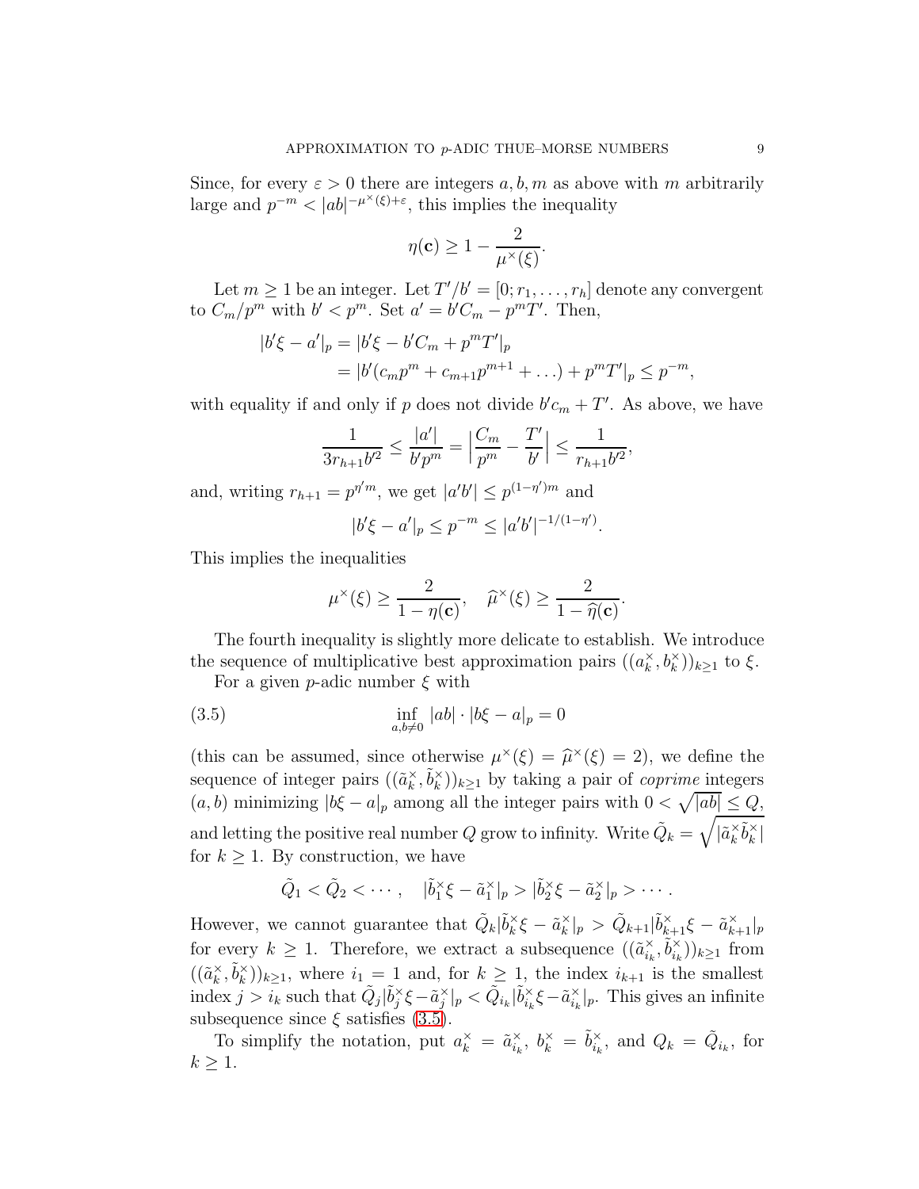Since, for every $\varepsilon > 0$ there are integers $a, b, m$ as above with $m$ arbitrarily large and $p^{-m} < |ab|^{-\mu^\times(\xi)+\varepsilon}$, this implies the inequality

$$\eta(\mathbf{c}) \geq 1 - \frac{2}{\mu^\times(\xi)}.$$

Let $m \geq 1$ be an integer. Let $T'/b' = [0; r_1, \ldots, r_h]$ denote any convergent to $C_m/p^m$ with $b' < p^m$. Set $a' = b'C_m - p^m T'$. Then,

$$\begin{aligned} |b'\xi - a'|_p &= |b'\xi - b'C_m + p^m T'|_p \\ &= |b'(c_m p^m + c_{m+1} p^{m+1} + \ldots) + p^m T'|_p \leq p^{-m}, \end{aligned}$$

with equality if and only if $p$ does not divide $b'c_m + T'$. As above, we have

$$\frac{1}{3 r_{h+1} b'^2} \leq \frac{|a'|}{b' p^m} = \Big| \frac{C_m}{p^m} - \frac{T'}{b'} \Big| \leq \frac{1}{r_{h+1} b'^2},$$

and, writing $r_{h+1} = p^{\eta' m}$, we get $|a'b'| \leq p^{(1-\eta')m}$ and

$$|b'\xi - a'|_p \leq p^{-m} \leq |a'b'|^{-1/(1-\eta')}.$$

This implies the inequalities

$$\mu^\times(\xi) \geq \frac{2}{1 - \eta(\mathbf{c})}, \quad \widehat{\mu}^\times(\xi) \geq \frac{2}{1 - \widehat{\eta}(\mathbf{c})}.$$

The fourth inequality is slightly more delicate to establish. We introduce the sequence of multiplicative best approximation pairs $((a_k^\times, b_k^\times))_{k \geq 1}$ to $\xi$.

For a given $p$-adic number $\xi$ with

$$\inf_{a,b \neq 0} |ab| \cdot |b\xi - a|_p = 0 \tag{3.5}$$

(this can be assumed, since otherwise $\mu^\times(\xi) = \widehat{\mu}^\times(\xi) = 2$), we define the sequence of integer pairs $((\tilde{a}_k^\times, \tilde{b}_k^\times))_{k \geq 1}$ by taking a pair of *coprime* integers $(a, b)$ minimizing $|b\xi - a|_p$ among all the integer pairs with $0 < \sqrt{|ab|} \leq Q$, and letting the positive real number $Q$ grow to infinity. Write $\tilde{Q}_k = \sqrt{|\tilde{a}_k^\times \tilde{b}_k^\times|}$ for $k \geq 1$. By construction, we have

$$\tilde{Q}_1 < \tilde{Q}_2 < \cdots, \quad |\tilde{b}_1^\times \xi - \tilde{a}_1^\times|_p > |\tilde{b}_2^\times \xi - \tilde{a}_2^\times|_p > \cdots.$$

However, we cannot guarantee that $\tilde{Q}_k |\tilde{b}_k^\times \xi - \tilde{a}_k^\times|_p > \tilde{Q}_{k+1} |\tilde{b}_{k+1}^\times \xi - \tilde{a}_{k+1}^\times|_p$ for every $k \geq 1$. Therefore, we extract a subsequence $((\tilde{a}_{i_k}^\times, \tilde{b}_{i_k}^\times))_{k \geq 1}$ from $((\tilde{a}_k^\times, \tilde{b}_k^\times))_{k \geq 1}$, where $i_1 = 1$ and, for $k \geq 1$, the index $i_{k+1}$ is the smallest index $j > i_k$ such that $\tilde{Q}_j |\tilde{b}_j^\times \xi - \tilde{a}_j^\times|_p < \tilde{Q}_{i_k} |\tilde{b}_{i_k}^\times \xi - \tilde{a}_{i_k}^\times|_p$. This gives an infinite subsequence since $\xi$ satisfies (3.5).

To simplify the notation, put $a_k^\times = \tilde{a}_{i_k}^\times$, $b_k^\times = \tilde{b}_{i_k}^\times$, and $Q_k = \tilde{Q}_{i_k}$, for $k \geq 1$.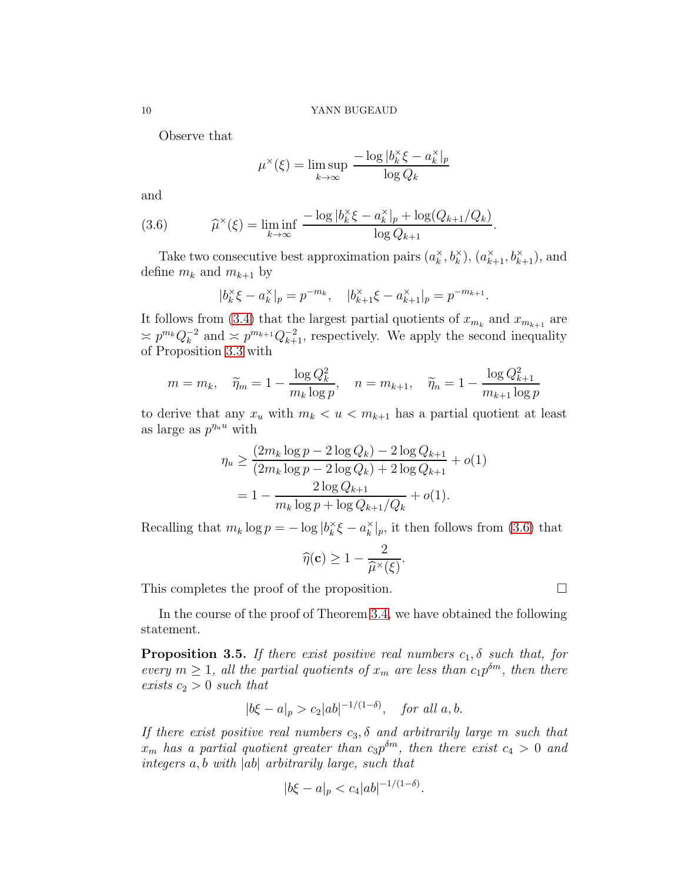Observe that

$$\mu^\times(\xi) = \limsup_{k\to\infty} \frac{-\log |b_k^\times \xi - a_k^\times|_p}{\log Q_k}$$

and

$$\widehat{\mu}^\times(\xi) = \liminf_{k\to\infty} \frac{-\log |b_k^\times \xi - a_k^\times|_p + \log(Q_{k+1}/Q_k)}{\log Q_{k+1}}. \tag{3.6}$$

Take two consecutive best approximation pairs $(a_k^\times, b_k^\times)$, $(a_{k+1}^\times, b_{k+1}^\times)$, and define $m_k$ and $m_{k+1}$ by

$$|b_k^\times \xi - a_k^\times|_p = p^{-m_k}, \quad |b_{k+1}^\times \xi - a_{k+1}^\times|_p = p^{-m_{k+1}}.$$

It follows from (3.4) that the largest partial quotients of $x_{m_k}$ and $x_{m_{k+1}}$ are $\asymp p^{m_k} Q_k^{-2}$ and $\asymp p^{m_{k+1}} Q_{k+1}^{-2}$, respectively. We apply the second inequality of Proposition 3.3 with

$$m = m_k, \quad \widetilde{\eta}_m = 1 - \frac{\log Q_k^2}{m_k \log p}, \quad n = m_{k+1}, \quad \widetilde{\eta}_n = 1 - \frac{\log Q_{k+1}^2}{m_{k+1} \log p}$$

to derive that any $x_u$ with $m_k < u < m_{k+1}$ has a partial quotient at least as large as $p^{\eta_u u}$ with

$$\begin{aligned}
\eta_u &\geq \frac{(2m_k \log p - 2\log Q_k) - 2\log Q_{k+1}}{(2m_k \log p - 2\log Q_k) + 2\log Q_{k+1}} + o(1) \\
&= 1 - \frac{2\log Q_{k+1}}{m_k \log p + \log Q_{k+1}/Q_k} + o(1).
\end{aligned}$$

Recalling that $m_k \log p = -\log |b_k^\times \xi - a_k^\times|_p$, it then follows from (3.6) that

$$\widehat{\eta}(\mathbf{c}) \geq 1 - \frac{2}{\widehat{\mu}^\times(\xi)}.$$

This completes the proof of the proposition. $\square$

In the course of the proof of Theorem 3.4, we have obtained the following statement.

**Proposition 3.5.** *If there exist positive real numbers $c_1, \delta$ such that, for every $m \geq 1$, all the partial quotients of $x_m$ are less than $c_1 p^{\delta m}$, then there exists $c_2 > 0$ such that*

$$|b\xi - a|_p > c_2 |ab|^{-1/(1-\delta)}, \quad \textit{for all } a, b.$$

*If there exist positive real numbers $c_3, \delta$ and arbitrarily large $m$ such that $x_m$ has a partial quotient greater than $c_3 p^{\delta m}$, then there exist $c_4 > 0$ and integers $a, b$ with $|ab|$ arbitrarily large, such that*

$$|b\xi - a|_p < c_4 |ab|^{-1/(1-\delta)}.$$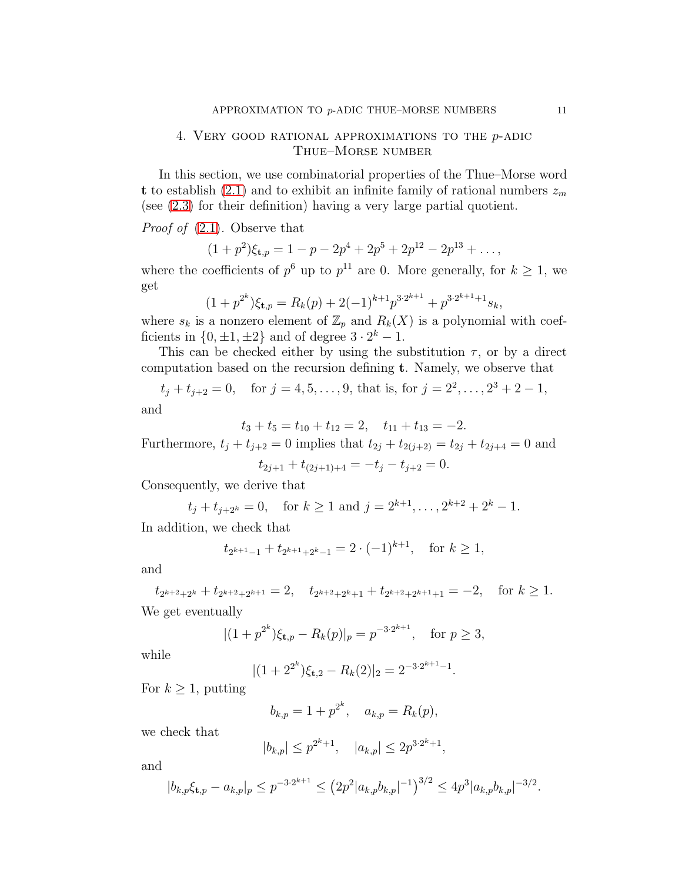## 4. Very good rational approximations to the $p$-adic Thue–Morse number

In this section, we use combinatorial properties of the Thue–Morse word $\mathbf{t}$ to establish (2.1) and to exhibit an infinite family of rational numbers $z_m$ (see (2.3) for their definition) having a very large partial quotient.

*Proof of* (2.1). Observe that

$$(1+p^2)\xi_{\mathbf{t},p} = 1 - p - 2p^4 + 2p^5 + 2p^{12} - 2p^{13} + \dots,$$

where the coefficients of $p^6$ up to $p^{11}$ are 0. More generally, for $k \geq 1$, we get

$$(1+p^{2^k})\xi_{\mathbf{t},p} = R_k(p) + 2(-1)^{k+1} p^{3\cdot 2^{k+1}} + p^{3\cdot 2^{k+1}+1} s_k,$$

where $s_k$ is a nonzero element of $\mathbb{Z}_p$ and $R_k(X)$ is a polynomial with coefficients in $\{0, \pm 1, \pm 2\}$ and of degree $3 \cdot 2^k - 1$.

This can be checked either by using the substitution $\tau$, or by a direct computation based on the recursion defining $\mathbf{t}$. Namely, we observe that

$$t_j + t_{j+2} = 0, \quad \text{for } j = 4, 5, \dots, 9, \text{ that is, for } j = 2^2, \dots, 2^3 + 2 - 1,$$

and

$$t_3 + t_5 = t_{10} + t_{12} = 2, \quad t_{11} + t_{13} = -2.$$

Furthermore, $t_j + t_{j+2} = 0$ implies that $t_{2j} + t_{2(j+2)} = t_{2j} + t_{2j+4} = 0$ and

$$t_{2j+1} + t_{(2j+1)+4} = -t_j - t_{j+2} = 0.$$

Consequently, we derive that

$$t_j + t_{j+2^k} = 0, \quad \text{for } k \geq 1 \text{ and } j = 2^{k+1}, \dots, 2^{k+2} + 2^k - 1.$$

In addition, we check that

$$t_{2^{k+1}-1} + t_{2^{k+1}+2^k-1} = 2 \cdot (-1)^{k+1}, \quad \text{for } k \geq 1,$$

and

$$t_{2^{k+2}+2^k} + t_{2^{k+2}+2^{k+1}} = 2, \quad t_{2^{k+2}+2^k+1} + t_{2^{k+2}+2^{k+1}+1} = -2, \quad \text{for } k \geq 1.$$

We get eventually

$$|(1+p^{2^k})\xi_{\mathbf{t},p} - R_k(p)|_p = p^{-3\cdot 2^{k+1}}, \quad \text{for } p \geq 3,$$

while

$$|(1+2^{2^k})\xi_{\mathbf{t},2} - R_k(2)|_2 = 2^{-3\cdot 2^{k+1}-1}.$$

For $k \geq 1$, putting

$$b_{k,p} = 1 + p^{2^k}, \quad a_{k,p} = R_k(p),$$

we check that

$$|b_{k,p}| \leq p^{2^k+1}, \quad |a_{k,p}| \leq 2p^{3\cdot 2^k+1},$$

and

$$|b_{k,p}\xi_{\mathbf{t},p} - a_{k,p}|_p \leq p^{-3\cdot 2^{k+1}} \leq \left(2p^2 |a_{k,p} b_{k,p}|^{-1}\right)^{3/2} \leq 4p^3 |a_{k,p} b_{k,p}|^{-3/2}.$$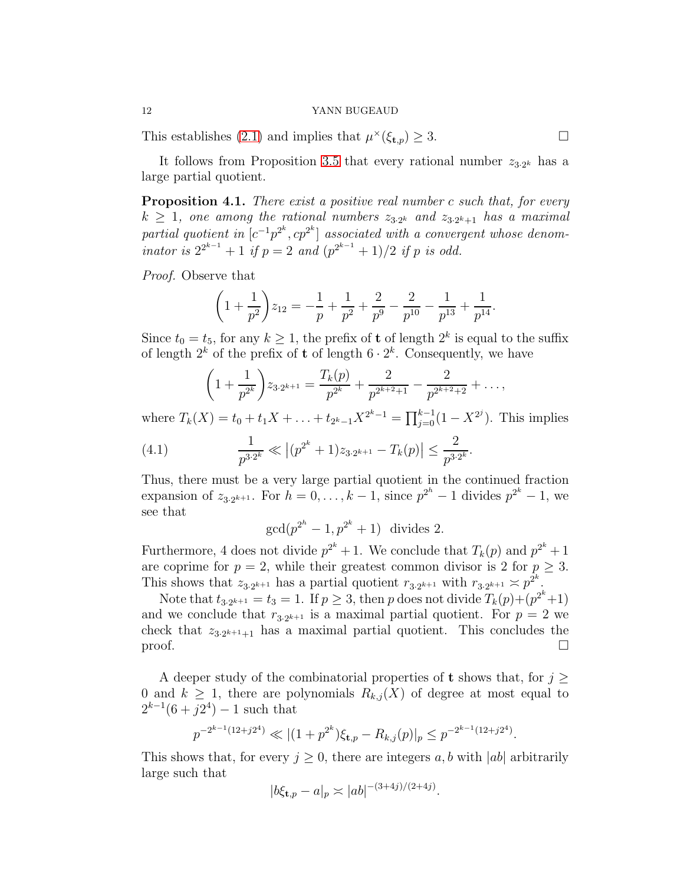This establishes (2.1) and implies that $\mu^\times(\xi_{\mathbf{t},p}) \geq 3$. □

It follows from Proposition 3.5 that every rational number $z_{3\cdot 2^k}$ has a large partial quotient.

**Proposition 4.1.** *There exist a positive real number $c$ such that, for every $k \geq 1$, one among the rational numbers $z_{3\cdot 2^k}$ and $z_{3\cdot 2^k+1}$ has a maximal partial quotient in $[c^{-1}p^{2^k}, cp^{2^k}]$ associated with a convergent whose denominator is $2^{2^{k-1}}+1$ if $p=2$ and $(p^{2^{k-1}}+1)/2$ if $p$ is odd.*

*Proof.* Observe that

$$\left(1+\frac{1}{p^2}\right)z_{12} = -\frac{1}{p}+\frac{1}{p^2}+\frac{2}{p^9}-\frac{2}{p^{10}}-\frac{1}{p^{13}}+\frac{1}{p^{14}}.$$

Since $t_0 = t_5$, for any $k \geq 1$, the prefix of $\mathbf{t}$ of length $2^k$ is equal to the suffix of length $2^k$ of the prefix of $\mathbf{t}$ of length $6\cdot 2^k$. Consequently, we have

$$\left(1+\frac{1}{p^{2^k}}\right)z_{3\cdot 2^{k+1}} = \frac{T_k(p)}{p^{2^k}} + \frac{2}{p^{2^{k+2}+1}} - \frac{2}{p^{2^{k+2}+2}} + \ldots,$$

where $T_k(X) = t_0 + t_1X + \ldots + t_{2^k-1}X^{2^k-1} = \prod_{j=0}^{k-1}(1-X^{2^j})$. This implies

$$\frac{1}{p^{3\cdot 2^k}} \ll \left|(p^{2^k}+1)z_{3\cdot 2^{k+1}} - T_k(p)\right| \leq \frac{2}{p^{3\cdot 2^k}}. \tag{4.1}$$

Thus, there must be a very large partial quotient in the continued fraction expansion of $z_{3\cdot 2^{k+1}}$. For $h=0,\ldots,k-1$, since $p^{2^h}-1$ divides $p^{2^k}-1$, we see that

$$\gcd(p^{2^h}-1, p^{2^k}+1) \text{ divides } 2.$$

Furthermore, 4 does not divide $p^{2^k}+1$. We conclude that $T_k(p)$ and $p^{2^k}+1$ are coprime for $p=2$, while their greatest common divisor is 2 for $p \geq 3$. This shows that $z_{3\cdot 2^{k+1}}$ has a partial quotient $r_{3\cdot 2^{k+1}}$ with $r_{3\cdot 2^{k+1}} \asymp p^{2^k}$.

Note that $t_{3\cdot 2^{k+1}} = t_3 = 1$. If $p \geq 3$, then $p$ does not divide $T_k(p)+(p^{2^k}+1)$ and we conclude that $r_{3\cdot 2^{k+1}}$ is a maximal partial quotient. For $p=2$ we check that $z_{3\cdot 2^{k+1}+1}$ has a maximal partial quotient. This concludes the proof. □

A deeper study of the combinatorial properties of $\mathbf{t}$ shows that, for $j \geq 0$ and $k \geq 1$, there are polynomials $R_{k,j}(X)$ of degree at most equal to $2^{k-1}(6+j2^4)-1$ such that

$$p^{-2^{k-1}(12+j2^4)} \ll |(1+p^{2^k})\xi_{\mathbf{t},p} - R_{k,j}(p)|_p \leq p^{-2^{k-1}(12+j2^4)}.$$

This shows that, for every $j \geq 0$, there are integers $a, b$ with $|ab|$ arbitrarily large such that

$$|b\xi_{\mathbf{t},p} - a|_p \asymp |ab|^{-(3+4j)/(2+4j)}.$$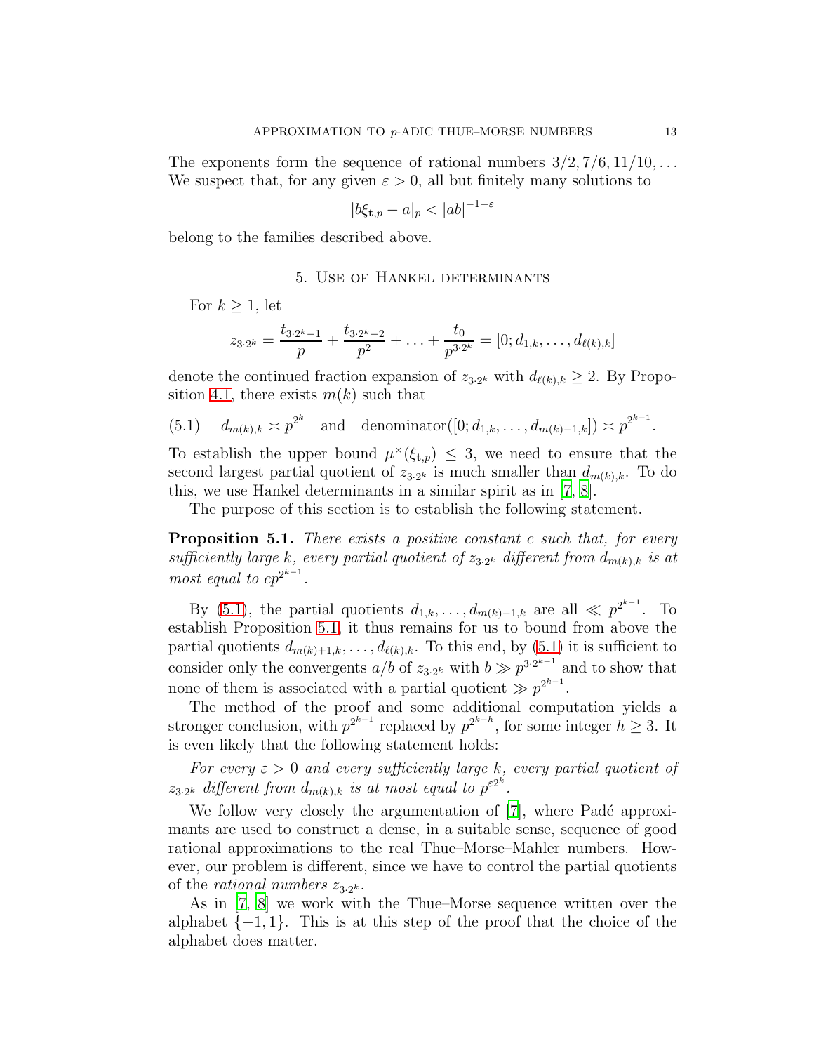The exponents form the sequence of rational numbers $3/2, 7/6, 11/10, \dots$ We suspect that, for any given $\varepsilon > 0$, all but finitely many solutions to

$$|b\xi_{\mathbf{t},p} - a|_p < |ab|^{-1-\varepsilon}$$

belong to the families described above.

## 5. Use of Hankel determinants

For $k \geq 1$, let

$$z_{3\cdot 2^k} = \frac{t_{3\cdot 2^k - 1}}{p} + \frac{t_{3\cdot 2^k - 2}}{p^2} + \dots + \frac{t_0}{p^{3\cdot 2^k}} = [0; d_{1,k}, \dots, d_{\ell(k),k}]$$

denote the continued fraction expansion of $z_{3\cdot 2^k}$ with $d_{\ell(k),k} \geq 2$. By Proposition 4.1, there exists $m(k)$ such that

$$(5.1) \quad d_{m(k),k} \asymp p^{2^k} \quad \text{and} \quad \text{denominator}([0; d_{1,k}, \dots, d_{m(k)-1,k}]) \asymp p^{2^{k-1}}.$$

To establish the upper bound $\mu^\times(\xi_{\mathbf{t},p}) \leq 3$, we need to ensure that the second largest partial quotient of $z_{3\cdot 2^k}$ is much smaller than $d_{m(k),k}$. To do this, we use Hankel determinants in a similar spirit as in [7, 8].

The purpose of this section is to establish the following statement.

**Proposition 5.1.** *There exists a positive constant $c$ such that, for every sufficiently large $k$, every partial quotient of $z_{3\cdot 2^k}$ different from $d_{m(k),k}$ is at most equal to $cp^{2^{k-1}}$.*

By (5.1), the partial quotients $d_{1,k}, \dots, d_{m(k)-1,k}$ are all $\ll p^{2^{k-1}}$. To establish Proposition 5.1, it thus remains for us to bound from above the partial quotients $d_{m(k)+1,k}, \dots, d_{\ell(k),k}$. To this end, by (5.1) it is sufficient to consider only the convergents $a/b$ of $z_{3\cdot 2^k}$ with $b \gg p^{3\cdot 2^{k-1}}$ and to show that none of them is associated with a partial quotient $\gg p^{2^{k-1}}$.

The method of the proof and some additional computation yields a stronger conclusion, with $p^{2^{k-1}}$ replaced by $p^{2^{k-h}}$, for some integer $h \geq 3$. It is even likely that the following statement holds:

*For every $\varepsilon > 0$ and every sufficiently large $k$, every partial quotient of $z_{3\cdot 2^k}$ different from $d_{m(k),k}$ is at most equal to $p^{\varepsilon 2^k}$.*

We follow very closely the argumentation of [7], where Padé approximants are used to construct a dense, in a suitable sense, sequence of good rational approximations to the real Thue–Morse–Mahler numbers. However, our problem is different, since we have to control the partial quotients of the *rational numbers* $z_{3\cdot 2^k}$.

As in [7, 8] we work with the Thue–Morse sequence written over the alphabet $\{-1, 1\}$. This is at this step of the proof that the choice of the alphabet does matter.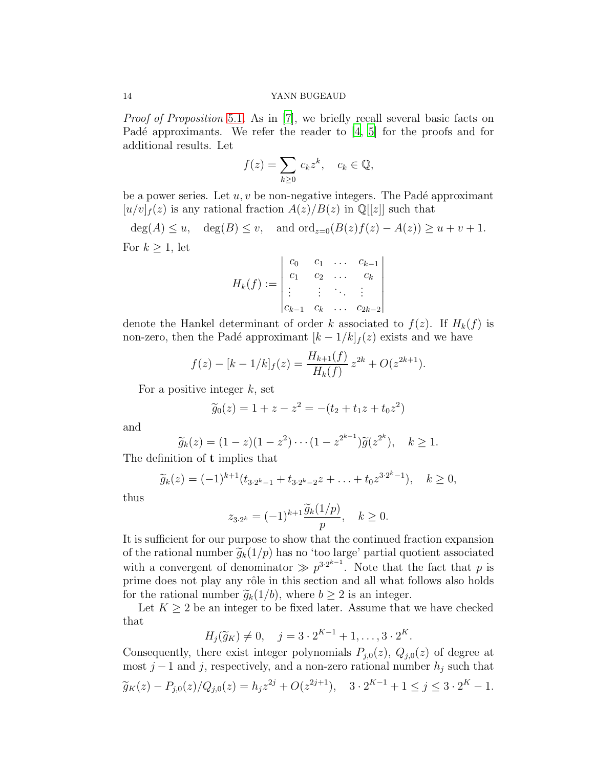*Proof of Proposition* 5.1. As in [7], we briefly recall several basic facts on Padé approximants. We refer the reader to [4, 5] for the proofs and for additional results. Let

$$f(z) = \sum_{k \geq 0} c_k z^k, \quad c_k \in \mathbb{Q},$$

be a power series. Let $u, v$ be non-negative integers. The Padé approximant $[u/v]_f(z)$ is any rational fraction $A(z)/B(z)$ in $\mathbb{Q}[[z]]$ such that

$$\deg(A) \leq u, \quad \deg(B) \leq v, \quad \text{and } \mathrm{ord}_{z=0}(B(z)f(z) - A(z)) \geq u + v + 1.$$

For $k \geq 1$, let

$$H_k(f) := \begin{vmatrix} c_0 & c_1 & \dots & c_{k-1} \\ c_1 & c_2 & \dots & c_k \\ \vdots & \vdots & \ddots & \vdots \\ c_{k-1} & c_k & \dots & c_{2k-2} \end{vmatrix}$$

denote the Hankel determinant of order $k$ associated to $f(z)$. If $H_k(f)$ is non-zero, then the Padé approximant $[k-1/k]_f(z)$ exists and we have

$$f(z) - [k-1/k]_f(z) = \frac{H_{k+1}(f)}{H_k(f)} z^{2k} + O(z^{2k+1}).$$

For a positive integer $k$, set

$$\widetilde{g}_0(z) = 1 + z - z^2 = -(t_2 + t_1 z + t_0 z^2)$$

and

$$\widetilde{g}_k(z) = (1-z)(1-z^2)\cdots(1-z^{2^{k-1}})\widetilde{g}(z^{2^k}), \quad k \geq 1.$$

The definition of $\mathbf{t}$ implies that

$$\widetilde{g}_k(z) = (-1)^{k+1}(t_{3\cdot 2^k - 1} + t_{3\cdot 2^k - 2} z + \ldots + t_0 z^{3\cdot 2^k - 1}), \quad k \geq 0,$$

thus

$$z_{3\cdot 2^k} = (-1)^{k+1} \frac{\widetilde{g}_k(1/p)}{p}, \quad k \geq 0.$$

It is sufficient for our purpose to show that the continued fraction expansion of the rational number $\widetilde{g}_k(1/p)$ has no 'too large' partial quotient associated with a convergent of denominator $\gg p^{3\cdot 2^{k-1}}$. Note that the fact that $p$ is prime does not play any rôle in this section and all what follows also holds for the rational number $\widetilde{g}_k(1/b)$, where $b \geq 2$ is an integer.

Let $K \geq 2$ be an integer to be fixed later. Assume that we have checked that

$$H_j(\widetilde{g}_K) \neq 0, \quad j = 3 \cdot 2^{K-1} + 1, \ldots, 3 \cdot 2^K.$$

Consequently, there exist integer polynomials $P_{j,0}(z)$, $Q_{j,0}(z)$ of degree at most $j-1$ and $j$, respectively, and a non-zero rational number $h_j$ such that

$$\widetilde{g}_K(z) - P_{j,0}(z)/Q_{j,0}(z) = h_j z^{2j} + O(z^{2j+1}), \quad 3 \cdot 2^{K-1} + 1 \leq j \leq 3 \cdot 2^K - 1.$$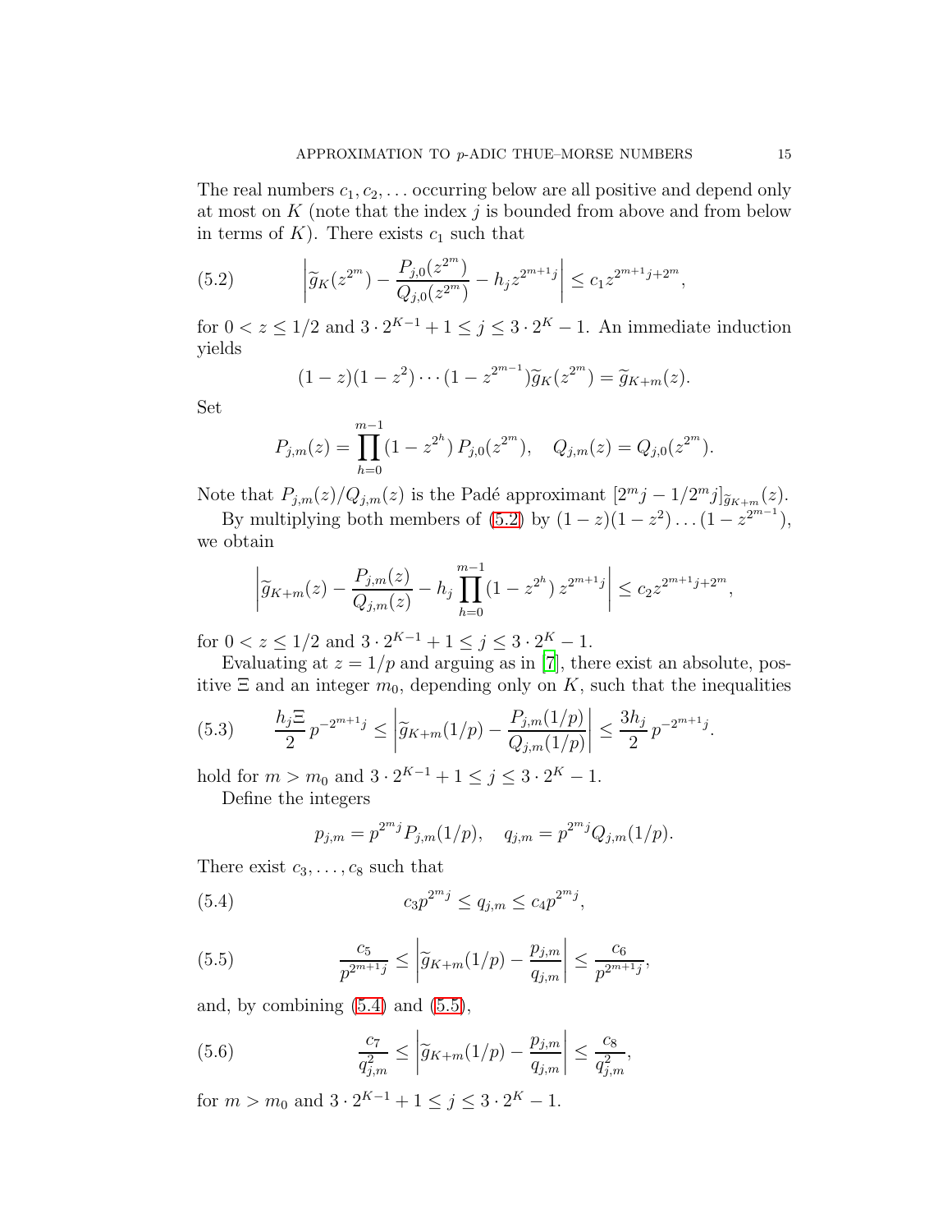The real numbers $c_1, c_2, \ldots$ occurring below are all positive and depend only at most on $K$ (note that the index $j$ is bounded from above and from below in terms of $K$). There exists $c_1$ such that

$$\left| \widetilde{g}_K(z^{2^m}) - \frac{P_{j,0}(z^{2^m})}{Q_{j,0}(z^{2^m})} - h_j z^{2^{m+1}j} \right| \le c_1 z^{2^{m+1}j + 2^m}, \tag{5.2}$$

for $0 < z \le 1/2$ and $3 \cdot 2^{K-1} + 1 \le j \le 3 \cdot 2^K - 1$. An immediate induction yields

$$(1-z)(1-z^2) \cdots (1-z^{2^{m-1}}) \widetilde{g}_K(z^{2^m}) = \widetilde{g}_{K+m}(z).$$

Set

$$P_{j,m}(z) = \prod_{h=0}^{m-1} (1 - z^{2^h}) \, P_{j,0}(z^{2^m}), \quad Q_{j,m}(z) = Q_{j,0}(z^{2^m}).$$

Note that $P_{j,m}(z)/Q_{j,m}(z)$ is the Padé approximant $[2^m j - 1/2^m j]_{\widetilde{g}_{K+m}}(z)$.

By multiplying both members of (5.2) by $(1-z)(1-z^2) \ldots (1-z^{2^{m-1}})$, we obtain

$$\left| \widetilde{g}_{K+m}(z) - \frac{P_{j,m}(z)}{Q_{j,m}(z)} - h_j \prod_{h=0}^{m-1} (1 - z^{2^h}) \, z^{2^{m+1}j} \right| \le c_2 z^{2^{m+1}j + 2^m},$$

for $0 < z \le 1/2$ and $3 \cdot 2^{K-1} + 1 \le j \le 3 \cdot 2^K - 1$.

Evaluating at $z = 1/p$ and arguing as in [7], there exist an absolute, positive $\Xi$ and an integer $m_0$, depending only on $K$, such that the inequalities

$$\frac{h_j \Xi}{2} \, p^{-2^{m+1}j} \le \left| \widetilde{g}_{K+m}(1/p) - \frac{P_{j,m}(1/p)}{Q_{j,m}(1/p)} \right| \le \frac{3h_j}{2} \, p^{-2^{m+1}j}. \tag{5.3}$$

hold for $m > m_0$ and $3 \cdot 2^{K-1} + 1 \le j \le 3 \cdot 2^K - 1$.

Define the integers

$$p_{j,m} = p^{2^m j} P_{j,m}(1/p), \quad q_{j,m} = p^{2^m j} Q_{j,m}(1/p).$$

There exist $c_3, \ldots, c_8$ such that

$$c_3 p^{2^m j} \le q_{j,m} \le c_4 p^{2^m j}, \tag{5.4}$$

$$\frac{c_5}{p^{2^{m+1}j}} \le \left| \widetilde{g}_{K+m}(1/p) - \frac{p_{j,m}}{q_{j,m}} \right| \le \frac{c_6}{p^{2^{m+1}j}}, \tag{5.5}$$

and, by combining (5.4) and (5.5),

$$\frac{c_7}{q_{j,m}^2} \le \left| \widetilde{g}_{K+m}(1/p) - \frac{p_{j,m}}{q_{j,m}} \right| \le \frac{c_8}{q_{j,m}^2}, \tag{5.6}$$

for $m > m_0$ and $3 \cdot 2^{K-1} + 1 \le j \le 3 \cdot 2^K - 1$.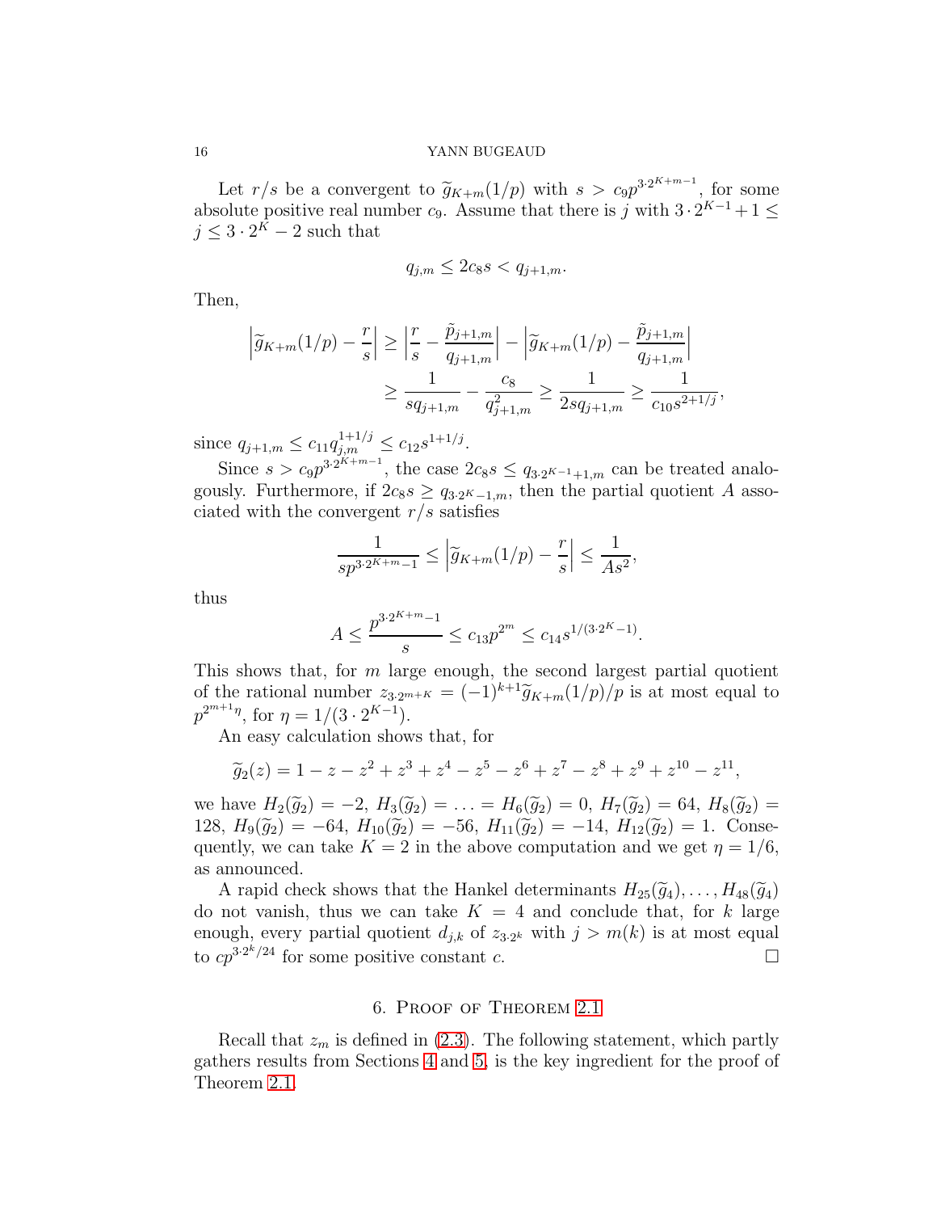Let $r/s$ be a convergent to $\widetilde{g}_{K+m}(1/p)$ with $s > c_9 p^{3\cdot 2^{K+m-1}}$, for some absolute positive real number $c_9$. Assume that there is $j$ with $3\cdot 2^{K-1}+1 \leq j \leq 3\cdot 2^K - 2$ such that

$$q_{j,m} \leq 2c_8 s < q_{j+1,m}.$$

Then,

$$\begin{aligned}\left|\widetilde{g}_{K+m}(1/p) - \frac{r}{s}\right| &\geq \left|\frac{r}{s} - \frac{\tilde{p}_{j+1,m}}{q_{j+1,m}}\right| - \left|\widetilde{g}_{K+m}(1/p) - \frac{\tilde{p}_{j+1,m}}{q_{j+1,m}}\right| \\ &\geq \frac{1}{sq_{j+1,m}} - \frac{c_8}{q_{j+1,m}^2} \geq \frac{1}{2sq_{j+1,m}} \geq \frac{1}{c_{10}s^{2+1/j}},\end{aligned}$$

since $q_{j+1,m} \leq c_{11} q_{j,m}^{1+1/j} \leq c_{12} s^{1+1/j}$.

Since $s > c_9 p^{3\cdot 2^{K+m-1}}$, the case $2c_8 s \leq q_{3\cdot 2^{K-1}+1,m}$ can be treated analogously. Furthermore, if $2c_8 s \geq q_{3\cdot 2^K-1,m}$, then the partial quotient $A$ associated with the convergent $r/s$ satisfies

$$\frac{1}{sp^{3\cdot 2^{K+m}-1}} \leq \left|\widetilde{g}_{K+m}(1/p) - \frac{r}{s}\right| \leq \frac{1}{As^2},$$

thus

$$A \leq \frac{p^{3\cdot 2^{K+m}-1}}{s} \leq c_{13} p^{2^m} \leq c_{14} s^{1/(3\cdot 2^K - 1)}.$$

This shows that, for $m$ large enough, the second largest partial quotient of the rational number $z_{3\cdot 2^{m+K}} = (-1)^{k+1}\widetilde{g}_{K+m}(1/p)/p$ is at most equal to $p^{2^{m+1}\eta}$, for $\eta = 1/(3\cdot 2^{K-1})$.

An easy calculation shows that, for

$$\widetilde{g}_2(z) = 1 - z - z^2 + z^3 + z^4 - z^5 - z^6 + z^7 - z^8 + z^9 + z^{10} - z^{11},$$

we have $H_2(\widetilde{g}_2) = -2$, $H_3(\widetilde{g}_2) = \ldots = H_6(\widetilde{g}_2) = 0$, $H_7(\widetilde{g}_2) = 64$, $H_8(\widetilde{g}_2) = 128$, $H_9(\widetilde{g}_2) = -64$, $H_{10}(\widetilde{g}_2) = -56$, $H_{11}(\widetilde{g}_2) = -14$, $H_{12}(\widetilde{g}_2) = 1$. Consequently, we can take $K = 2$ in the above computation and we get $\eta = 1/6$, as announced.

A rapid check shows that the Hankel determinants $H_{25}(\widetilde{g}_4), \ldots, H_{48}(\widetilde{g}_4)$ do not vanish, thus we can take $K = 4$ and conclude that, for $k$ large enough, every partial quotient $d_{j,k}$ of $z_{3\cdot 2^k}$ with $j > m(k)$ is at most equal to $cp^{3\cdot 2^k/24}$ for some positive constant $c$. □

## 6. Proof of Theorem 2.1

Recall that $z_m$ is defined in (2.3). The following statement, which partly gathers results from Sections 4 and 5, is the key ingredient for the proof of Theorem 2.1.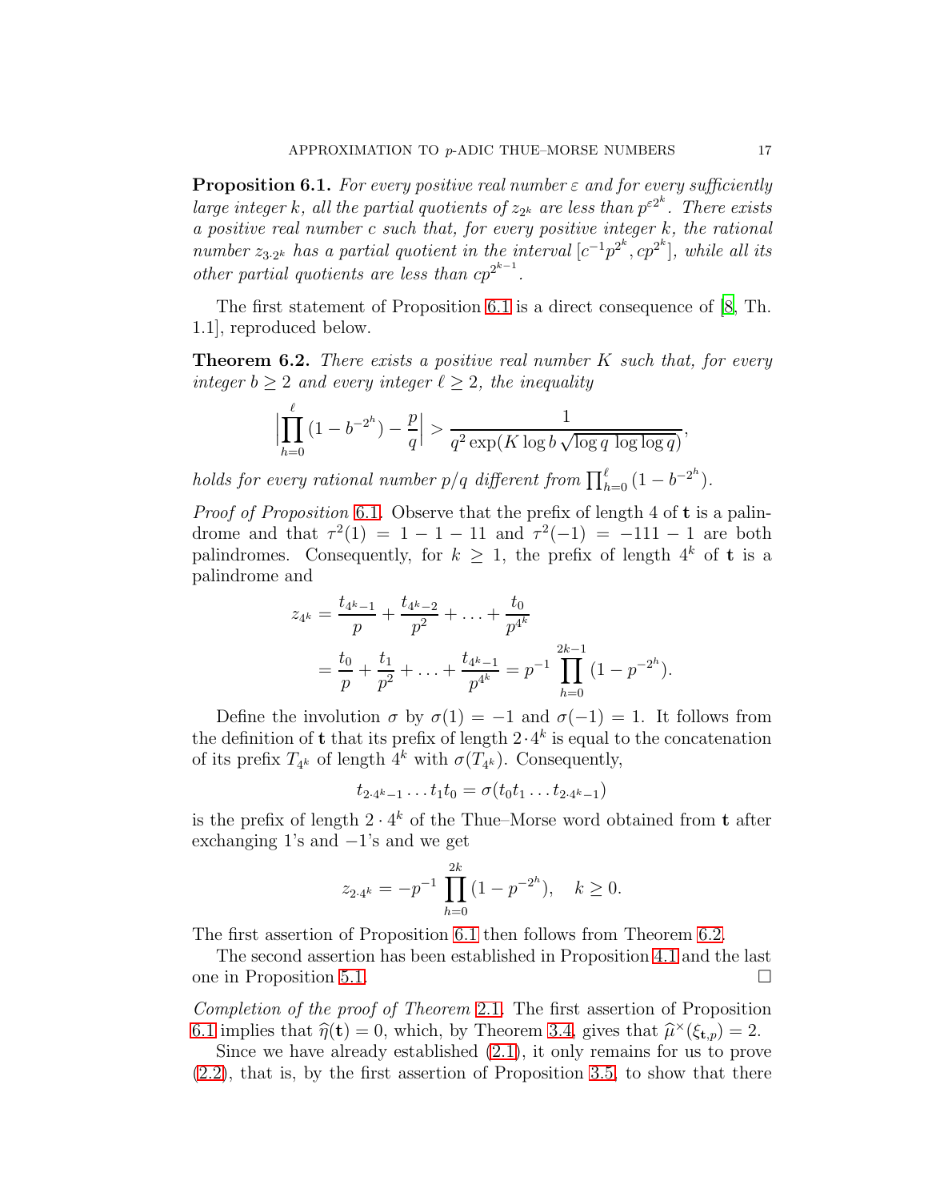**Proposition 6.1.** *For every positive real number $\varepsilon$ and for every sufficiently large integer $k$, all the partial quotients of $z_{2^k}$ are less than $p^{\varepsilon 2^k}$. There exists a positive real number $c$ such that, for every positive integer $k$, the rational number $z_{3\cdot 2^k}$ has a partial quotient in the interval $[c^{-1}p^{2^k}, cp^{2^k}]$, while all its other partial quotients are less than $cp^{2^{k-1}}$.*

The first statement of Proposition 6.1 is a direct consequence of [8, Th. 1.1], reproduced below.

**Theorem 6.2.** *There exists a positive real number $K$ such that, for every integer $b \geq 2$ and every integer $\ell \geq 2$, the inequality*

$$\Big| \prod_{h=0}^{\ell} (1 - b^{-2^h}) - \frac{p}{q} \Big| > \frac{1}{q^2 \exp(K \log b \sqrt{\log q \, \log\log q})},$$

*holds for every rational number $p/q$ different from $\prod_{h=0}^{\ell} (1 - b^{-2^h})$.*

*Proof of Proposition* 6.1. Observe that the prefix of length 4 of $\mathbf{t}$ is a palindrome and that $\tau^2(1) = 1-1-11$ and $\tau^2(-1) = -111-1$ are both palindromes. Consequently, for $k \geq 1$, the prefix of length $4^k$ of $\mathbf{t}$ is a palindrome and

$$\begin{aligned}
z_{4^k} &= \frac{t_{4^k-1}}{p} + \frac{t_{4^k-2}}{p^2} + \ldots + \frac{t_0}{p^{4^k}} \\
&= \frac{t_0}{p} + \frac{t_1}{p^2} + \ldots + \frac{t_{4^k-1}}{p^{4^k}} = p^{-1} \prod_{h=0}^{2k-1} (1 - p^{-2^h}).
\end{aligned}$$

Define the involution $\sigma$ by $\sigma(1) = -1$ and $\sigma(-1) = 1$. It follows from the definition of $\mathbf{t}$ that its prefix of length $2 \cdot 4^k$ is equal to the concatenation of its prefix $T_{4^k}$ of length $4^k$ with $\sigma(T_{4^k})$. Consequently,

$$t_{2\cdot 4^k-1} \ldots t_1 t_0 = \sigma(t_0 t_1 \ldots t_{2\cdot 4^k-1})$$

is the prefix of length $2 \cdot 4^k$ of the Thue–Morse word obtained from $\mathbf{t}$ after exchanging 1's and $-1$'s and we get

$$z_{2\cdot 4^k} = -p^{-1} \prod_{h=0}^{2k} (1 - p^{-2^h}), \quad k \geq 0.$$

The first assertion of Proposition 6.1 then follows from Theorem 6.2.

The second assertion has been established in Proposition 4.1 and the last one in Proposition 5.1. $\square$

*Completion of the proof of Theorem* 2.1. The first assertion of Proposition 6.1 implies that $\widehat{\eta}(\mathbf{t}) = 0$, which, by Theorem 3.4, gives that $\widehat{\mu}^{\times}(\xi_{\mathbf{t},p}) = 2$.

Since we have already established (2.1), it only remains for us to prove (2.2), that is, by the first assertion of Proposition 3.5, to show that there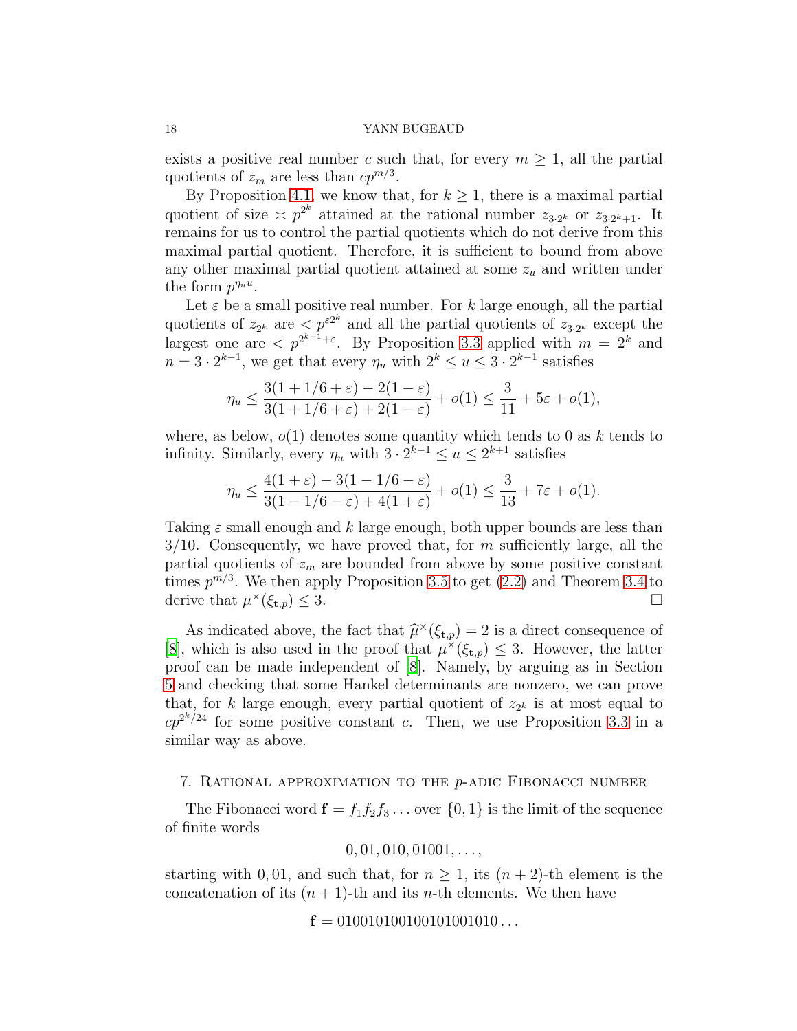exists a positive real number $c$ such that, for every $m \geq 1$, all the partial quotients of $z_m$ are less than $cp^{m/3}$.

By Proposition 4.1, we know that, for $k \geq 1$, there is a maximal partial quotient of size $\asymp p^{2^k}$ attained at the rational number $z_{3\cdot 2^k}$ or $z_{3\cdot 2^k+1}$. It remains for us to control the partial quotients which do not derive from this maximal partial quotient. Therefore, it is sufficient to bound from above any other maximal partial quotient attained at some $z_u$ and written under the form $p^{\eta_u u}$.

Let $\varepsilon$ be a small positive real number. For $k$ large enough, all the partial quotients of $z_{2^k}$ are $< p^{\varepsilon 2^k}$ and all the partial quotients of $z_{3\cdot 2^k}$ except the largest one are $< p^{2^{k-1}+\varepsilon}$. By Proposition 3.3 applied with $m = 2^k$ and $n = 3 \cdot 2^{k-1}$, we get that every $\eta_u$ with $2^k \leq u \leq 3 \cdot 2^{k-1}$ satisfies

$$\eta_u \leq \frac{3(1+1/6+\varepsilon) - 2(1-\varepsilon)}{3(1+1/6+\varepsilon) + 2(1-\varepsilon)} + o(1) \leq \frac{3}{11} + 5\varepsilon + o(1),$$

where, as below, $o(1)$ denotes some quantity which tends to 0 as $k$ tends to infinity. Similarly, every $\eta_u$ with $3 \cdot 2^{k-1} \leq u \leq 2^{k+1}$ satisfies

$$\eta_u \leq \frac{4(1+\varepsilon) - 3(1-1/6-\varepsilon)}{3(1-1/6-\varepsilon) + 4(1+\varepsilon)} + o(1) \leq \frac{3}{13} + 7\varepsilon + o(1).$$

Taking $\varepsilon$ small enough and $k$ large enough, both upper bounds are less than $3/10$. Consequently, we have proved that, for $m$ sufficiently large, all the partial quotients of $z_m$ are bounded from above by some positive constant times $p^{m/3}$. We then apply Proposition 3.5 to get (2.2) and Theorem 3.4 to derive that $\mu^{\times}(\xi_{\mathbf{t},p}) \leq 3$. $\square$

As indicated above, the fact that $\widehat{\mu}^{\times}(\xi_{\mathbf{t},p}) = 2$ is a direct consequence of [8], which is also used in the proof that $\mu^{\times}(\xi_{\mathbf{t},p}) \leq 3$. However, the latter proof can be made independent of [8]. Namely, by arguing as in Section 5 and checking that some Hankel determinants are nonzero, we can prove that, for $k$ large enough, every partial quotient of $z_{2^k}$ is at most equal to $cp^{2^k/24}$ for some positive constant $c$. Then, we use Proposition 3.3 in a similar way as above.

## 7. Rational approximation to the $p$-adic Fibonacci number

The Fibonacci word $\mathbf{f} = f_1 f_2 f_3 \ldots$ over $\{0, 1\}$ is the limit of the sequence of finite words

$$0, 01, 010, 01001, \ldots,$$

starting with $0, 01$, and such that, for $n \geq 1$, its $(n+2)$-th element is the concatenation of its $(n+1)$-th and its $n$-th elements. We then have

$$\mathbf{f} = 0100101001001010010100\ldots$$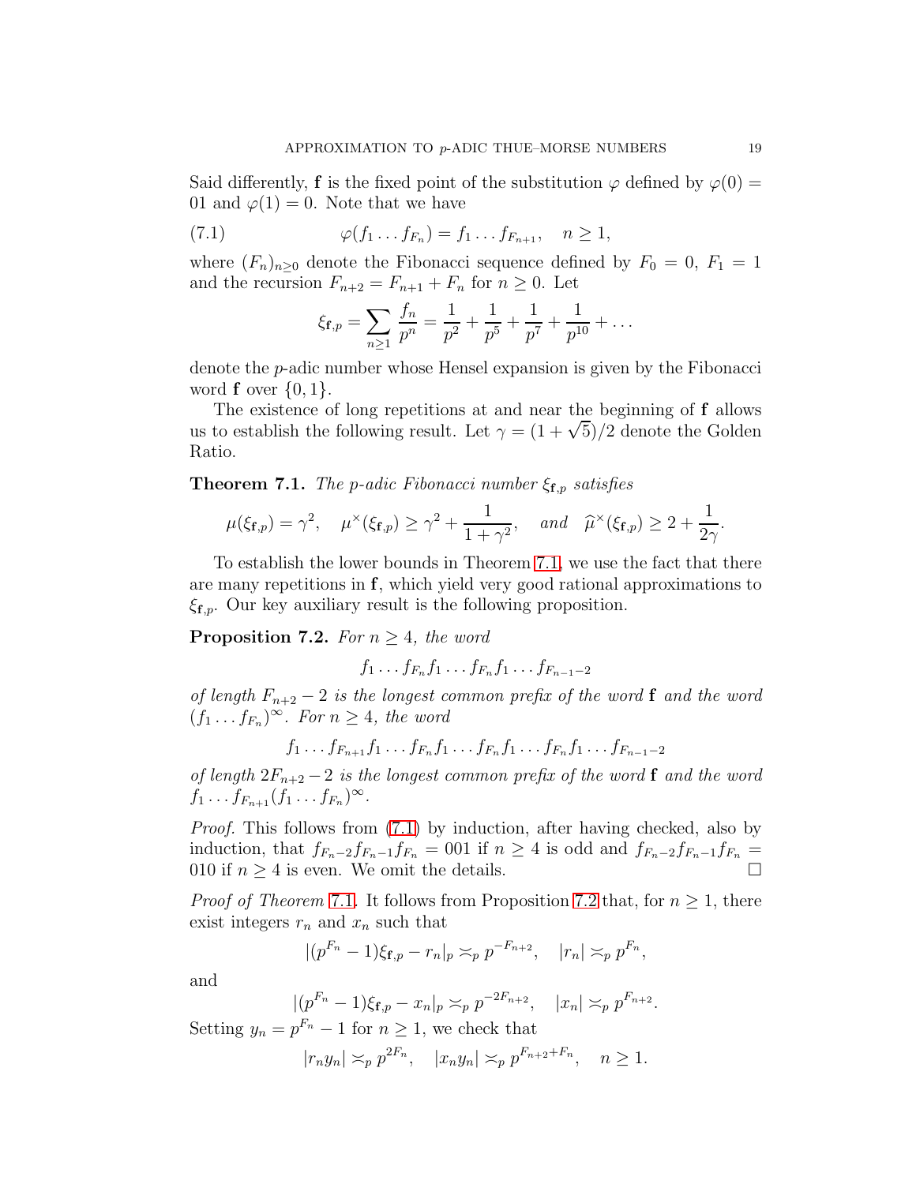Said differently, $\mathbf{f}$ is the fixed point of the substitution $\varphi$ defined by $\varphi(0) = 01$ and $\varphi(1) = 0$. Note that we have

$$\varphi(f_1 \dots f_{F_n}) = f_1 \dots f_{F_{n+1}}, \quad n \geq 1, \tag{7.1}$$

where $(F_n)_{n\geq 0}$ denote the Fibonacci sequence defined by $F_0 = 0$, $F_1 = 1$ and the recursion $F_{n+2} = F_{n+1} + F_n$ for $n \geq 0$. Let

$$\xi_{\mathbf{f},p} = \sum_{n\geq 1} \frac{f_n}{p^n} = \frac{1}{p^2} + \frac{1}{p^5} + \frac{1}{p^7} + \frac{1}{p^{10}} + \dots$$

denote the $p$-adic number whose Hensel expansion is given by the Fibonacci word $\mathbf{f}$ over $\{0, 1\}$.

The existence of long repetitions at and near the beginning of $\mathbf{f}$ allows us to establish the following result. Let $\gamma = (1 + \sqrt{5})/2$ denote the Golden Ratio.

**Theorem 7.1.** *The $p$-adic Fibonacci number $\xi_{\mathbf{f},p}$ satisfies*

$$\mu(\xi_{\mathbf{f},p}) = \gamma^2, \quad \mu^\times(\xi_{\mathbf{f},p}) \geq \gamma^2 + \frac{1}{1+\gamma^2}, \quad \textit{and} \quad \widehat{\mu}^\times(\xi_{\mathbf{f},p}) \geq 2 + \frac{1}{2\gamma}.$$

To establish the lower bounds in Theorem 7.1, we use the fact that there are many repetitions in $\mathbf{f}$, which yield very good rational approximations to $\xi_{\mathbf{f},p}$. Our key auxiliary result is the following proposition.

**Proposition 7.2.** *For $n \geq 4$, the word*

$$f_1 \dots f_{F_n} f_1 \dots f_{F_n} f_1 \dots f_{F_{n-1}-2}$$

*of length $F_{n+2} - 2$ is the longest common prefix of the word $\mathbf{f}$ and the word $(f_1 \dots f_{F_n})^\infty$. For $n \geq 4$, the word*

$$f_1 \dots f_{F_{n+1}} f_1 \dots f_{F_n} f_1 \dots f_{F_n} f_1 \dots f_{F_n} f_1 \dots f_{F_{n-1}-2}$$

*of length $2F_{n+2} - 2$ is the longest common prefix of the word $\mathbf{f}$ and the word $f_1 \dots f_{F_{n+1}} (f_1 \dots f_{F_n})^\infty$.*

*Proof.* This follows from (7.1) by induction, after having checked, also by induction, that $f_{F_n-2} f_{F_n-1} f_{F_n} = 001$ if $n \geq 4$ is odd and $f_{F_n-2} f_{F_n-1} f_{F_n} = 010$ if $n \geq 4$ is even. We omit the details. $\square$

*Proof of Theorem 7.1.* It follows from Proposition 7.2 that, for $n \geq 1$, there exist integers $r_n$ and $x_n$ such that

$$|(p^{F_n} - 1)\xi_{\mathbf{f},p} - r_n|_p \asymp_p p^{-F_{n+2}}, \quad |r_n| \asymp_p p^{F_n},$$

and

$$|(p^{F_n} - 1)\xi_{\mathbf{f},p} - x_n|_p \asymp_p p^{-2F_{n+2}}, \quad |x_n| \asymp_p p^{F_{n+2}}.$$

Setting $y_n = p^{F_n} - 1$ for $n \geq 1$, we check that

$$|r_n y_n| \asymp_p p^{2F_n}, \quad |x_n y_n| \asymp_p p^{F_{n+2}+F_n}, \quad n \geq 1.$$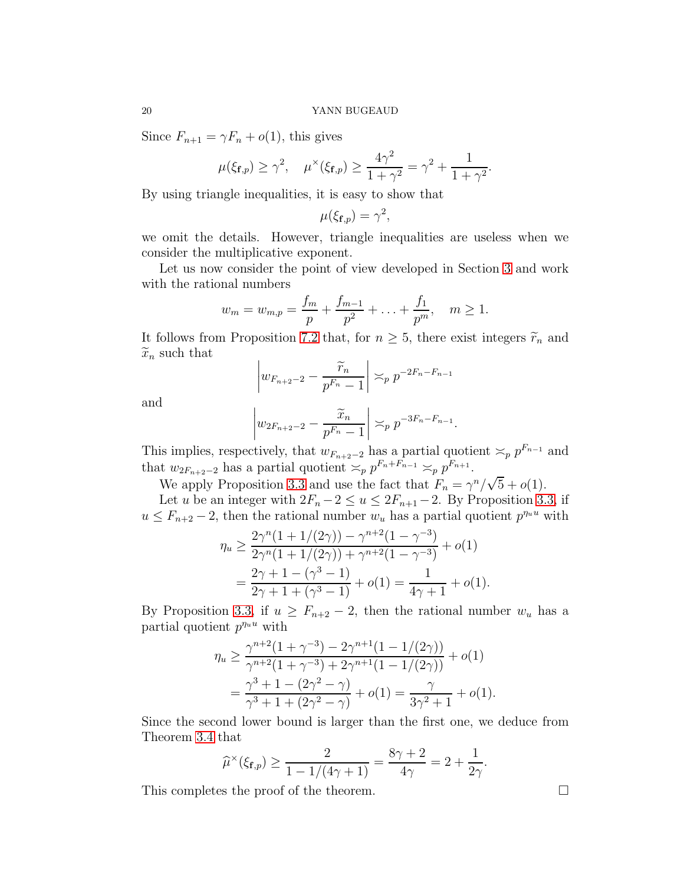Since $F_{n+1} = \gamma F_n + o(1)$, this gives

$$\mu(\xi_{\mathbf{f},p}) \geq \gamma^2, \quad \mu^\times(\xi_{\mathbf{f},p}) \geq \frac{4\gamma^2}{1+\gamma^2} = \gamma^2 + \frac{1}{1+\gamma^2}.$$

By using triangle inequalities, it is easy to show that

$$\mu(\xi_{\mathbf{f},p}) = \gamma^2,$$

we omit the details. However, triangle inequalities are useless when we consider the multiplicative exponent.

Let us now consider the point of view developed in Section 3 and work with the rational numbers

$$w_m = w_{m,p} = \frac{f_m}{p} + \frac{f_{m-1}}{p^2} + \ldots + \frac{f_1}{p^m}, \quad m \geq 1.$$

It follows from Proposition 7.2 that, for $n \geq 5$, there exist integers $\widetilde{r}_n$ and $\widetilde{x}_n$ such that

$$\left| w_{F_{n+2}-2} - \frac{\widetilde{r}_n}{p^{F_n} - 1} \right| \asymp_p p^{-2F_n - F_{n-1}}$$

and

$$\left| w_{2F_{n+2}-2} - \frac{\widetilde{x}_n}{p^{F_n} - 1} \right| \asymp_p p^{-3F_n - F_{n-1}}.$$

This implies, respectively, that $w_{F_{n+2}-2}$ has a partial quotient $\asymp_p p^{F_{n-1}}$ and that $w_{2F_{n+2}-2}$ has a partial quotient $\asymp_p p^{F_n + F_{n-1}} \asymp_p p^{F_{n+1}}$.

We apply Proposition 3.3 and use the fact that $F_n = \gamma^n/\sqrt{5} + o(1)$.

Let $u$ be an integer with $2F_n - 2 \leq u \leq 2F_{n+1} - 2$. By Proposition 3.3, if $u \leq F_{n+2} - 2$, then the rational number $w_u$ has a partial quotient $p^{\eta_u u}$ with

$$\begin{aligned}
\eta_u &\geq \frac{2\gamma^n(1 + 1/(2\gamma)) - \gamma^{n+2}(1 - \gamma^{-3})}{2\gamma^n(1 + 1/(2\gamma)) + \gamma^{n+2}(1 - \gamma^{-3})} + o(1) \\
&= \frac{2\gamma + 1 - (\gamma^3 - 1)}{2\gamma + 1 + (\gamma^3 - 1)} + o(1) = \frac{1}{4\gamma + 1} + o(1).
\end{aligned}$$

By Proposition 3.3, if $u \geq F_{n+2} - 2$, then the rational number $w_u$ has a partial quotient $p^{\eta_u u}$ with

$$\begin{aligned}
\eta_u &\geq \frac{\gamma^{n+2}(1 + \gamma^{-3}) - 2\gamma^{n+1}(1 - 1/(2\gamma))}{\gamma^{n+2}(1 + \gamma^{-3}) + 2\gamma^{n+1}(1 - 1/(2\gamma))} + o(1) \\
&= \frac{\gamma^3 + 1 - (2\gamma^2 - \gamma)}{\gamma^3 + 1 + (2\gamma^2 - \gamma)} + o(1) = \frac{\gamma}{3\gamma^2 + 1} + o(1).
\end{aligned}$$

Since the second lower bound is larger than the first one, we deduce from Theorem 3.4 that

$$\widehat{\mu}^\times(\xi_{\mathbf{f},p}) \geq \frac{2}{1 - 1/(4\gamma + 1)} = \frac{8\gamma + 2}{4\gamma} = 2 + \frac{1}{2\gamma}.$$

This completes the proof of the theorem. $\square$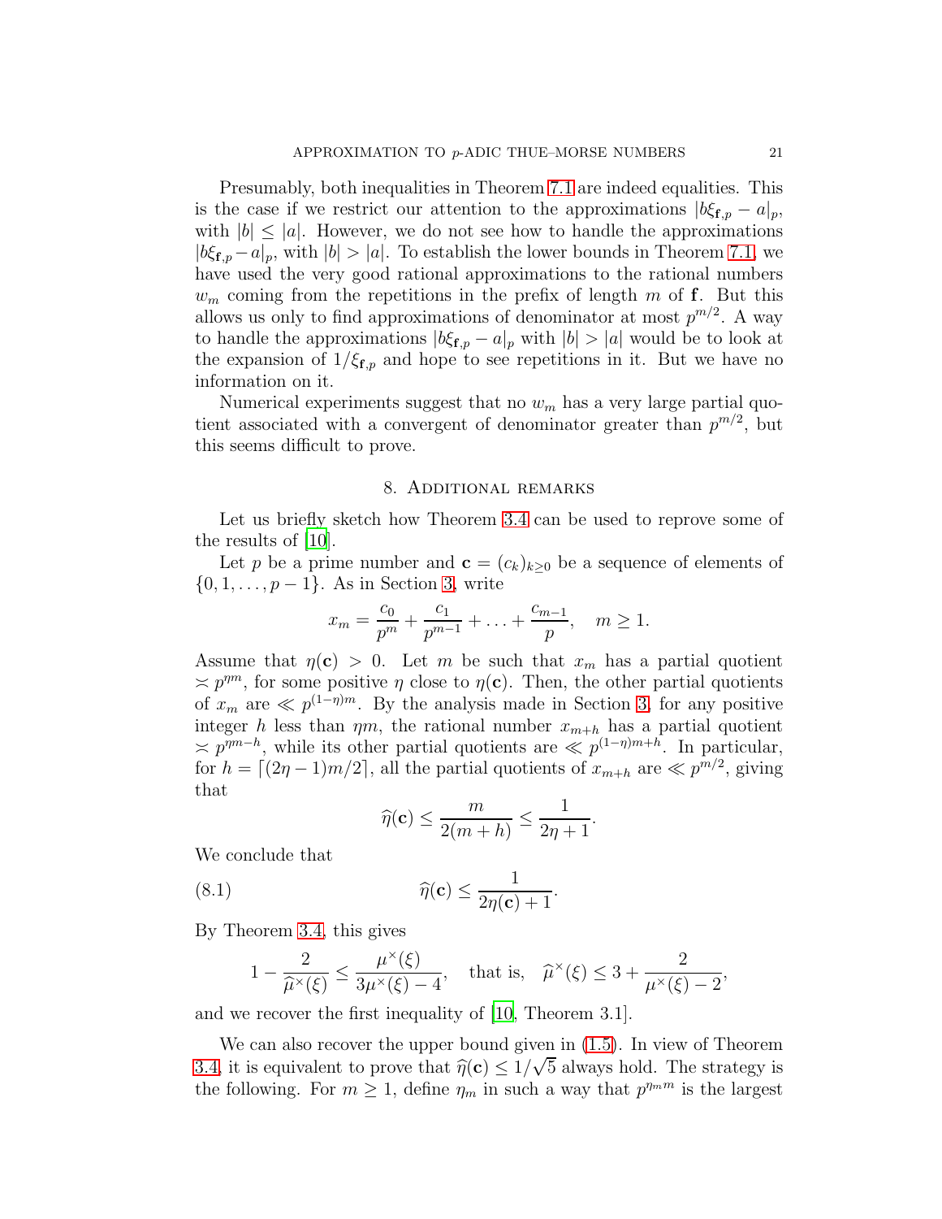Presumably, both inequalities in Theorem 7.1 are indeed equalities. This is the case if we restrict our attention to the approximations $|b\xi_{\mathbf{f},p} - a|_p$, with $|b| \le |a|$. However, we do not see how to handle the approximations $|b\xi_{\mathbf{f},p} - a|_p$, with $|b| > |a|$. To establish the lower bounds in Theorem 7.1, we have used the very good rational approximations to the rational numbers $w_m$ coming from the repetitions in the prefix of length $m$ of $\mathbf{f}$. But this allows us only to find approximations of denominator at most $p^{m/2}$. A way to handle the approximations $|b\xi_{\mathbf{f},p} - a|_p$ with $|b| > |a|$ would be to look at the expansion of $1/\xi_{\mathbf{f},p}$ and hope to see repetitions in it. But we have no information on it.

Numerical experiments suggest that no $w_m$ has a very large partial quotient associated with a convergent of denominator greater than $p^{m/2}$, but this seems difficult to prove.

## 8. Additional remarks

Let us briefly sketch how Theorem 3.4 can be used to reprove some of the results of [10].

Let $p$ be a prime number and $\mathbf{c} = (c_k)_{k\ge 0}$ be a sequence of elements of $\{0, 1, \dots, p-1\}$. As in Section 3, write

$$x_m = \frac{c_0}{p^m} + \frac{c_1}{p^{m-1}} + \dots + \frac{c_{m-1}}{p}, \quad m \ge 1.$$

Assume that $\eta(\mathbf{c}) > 0$. Let $m$ be such that $x_m$ has a partial quotient $\asymp p^{\eta m}$, for some positive $\eta$ close to $\eta(\mathbf{c})$. Then, the other partial quotients of $x_m$ are $\ll p^{(1-\eta)m}$. By the analysis made in Section 3, for any positive integer $h$ less than $\eta m$, the rational number $x_{m+h}$ has a partial quotient $\asymp p^{\eta m - h}$, while its other partial quotients are $\ll p^{(1-\eta)m+h}$. In particular, for $h = \lceil (2\eta - 1)m/2 \rceil$, all the partial quotients of $x_{m+h}$ are $\ll p^{m/2}$, giving that

$$\widehat{\eta}(\mathbf{c}) \le \frac{m}{2(m+h)} \le \frac{1}{2\eta + 1}.$$

We conclude that

$$\widehat{\eta}(\mathbf{c}) \le \frac{1}{2\eta(\mathbf{c}) + 1}. \tag{8.1}$$

By Theorem 3.4, this gives

$$1 - \frac{2}{\widehat{\mu}^\times(\xi)} \le \frac{\mu^\times(\xi)}{3\mu^\times(\xi) - 4}, \quad \text{that is,} \quad \widehat{\mu}^\times(\xi) \le 3 + \frac{2}{\mu^\times(\xi) - 2},$$

and we recover the first inequality of [10, Theorem 3.1].

We can also recover the upper bound given in (1.5). In view of Theorem 3.4, it is equivalent to prove that $\widehat{\eta}(\mathbf{c}) \le 1/\sqrt{5}$ always hold. The strategy is the following. For $m \ge 1$, define $\eta_m$ in such a way that $p^{\eta_m m}$ is the largest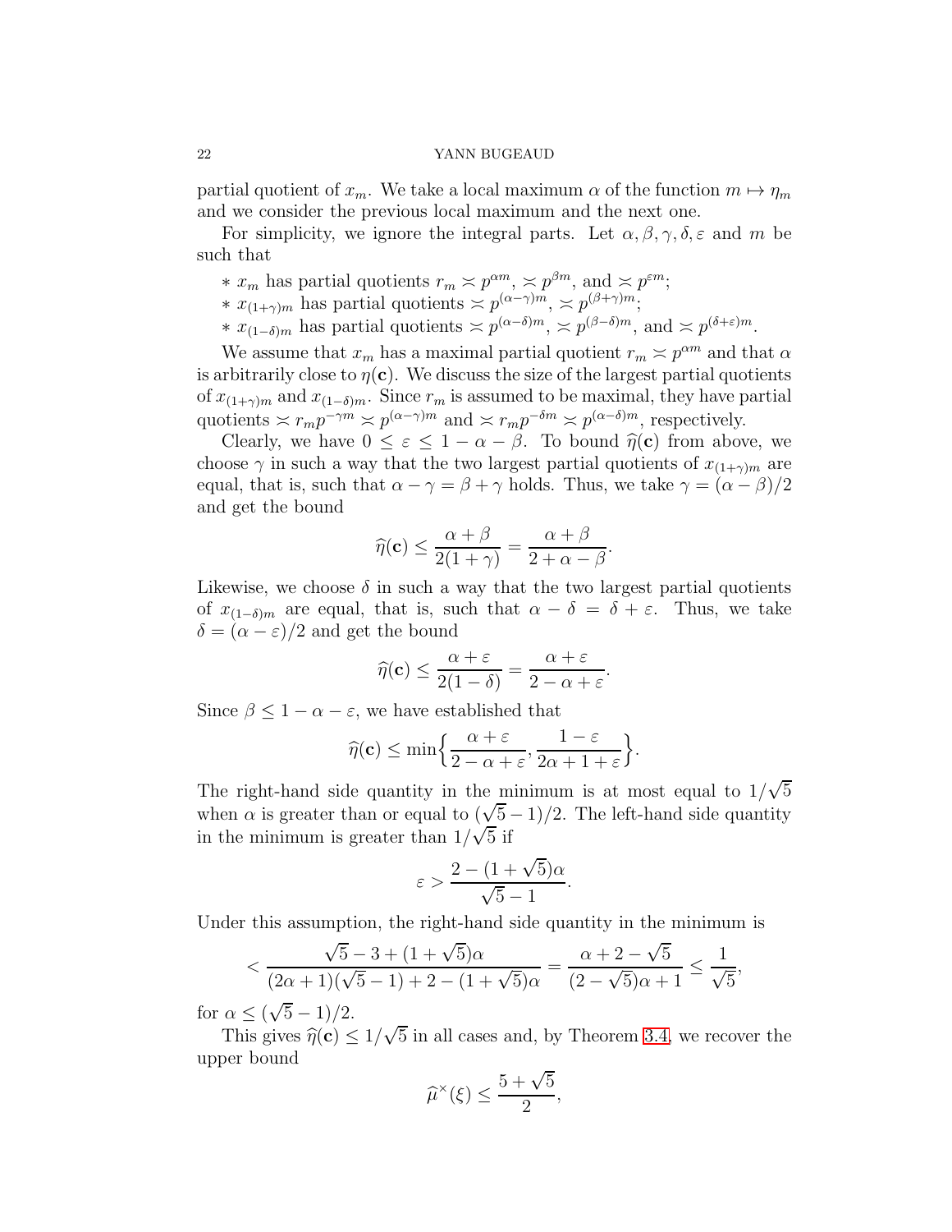partial quotient of $x_m$. We take a local maximum $\alpha$ of the function $m \mapsto \eta_m$ and we consider the previous local maximum and the next one.

For simplicity, we ignore the integral parts. Let $\alpha, \beta, \gamma, \delta, \varepsilon$ and $m$ be such that

* $x_m$ has partial quotients $r_m \asymp p^{\alpha m}$, $\asymp p^{\beta m}$, and $\asymp p^{\varepsilon m}$;
* $x_{(1+\gamma)m}$ has partial quotients $\asymp p^{(\alpha-\gamma)m}$, $\asymp p^{(\beta+\gamma)m}$;
* $x_{(1-\delta)m}$ has partial quotients $\asymp p^{(\alpha-\delta)m}$, $\asymp p^{(\beta-\delta)m}$, and $\asymp p^{(\delta+\varepsilon)m}$.

We assume that $x_m$ has a maximal partial quotient $r_m \asymp p^{\alpha m}$ and that $\alpha$ is arbitrarily close to $\eta(\mathbf{c})$. We discuss the size of the largest partial quotients of $x_{(1+\gamma)m}$ and $x_{(1-\delta)m}$. Since $r_m$ is assumed to be maximal, they have partial quotients $\asymp r_m p^{-\gamma m} \asymp p^{(\alpha-\gamma)m}$ and $\asymp r_m p^{-\delta m} \asymp p^{(\alpha-\delta)m}$, respectively.

Clearly, we have $0 \le \varepsilon \le 1 - \alpha - \beta$. To bound $\widehat{\eta}(\mathbf{c})$ from above, we choose $\gamma$ in such a way that the two largest partial quotients of $x_{(1+\gamma)m}$ are equal, that is, such that $\alpha - \gamma = \beta + \gamma$ holds. Thus, we take $\gamma = (\alpha - \beta)/2$ and get the bound

$$\widehat{\eta}(\mathbf{c}) \le \frac{\alpha + \beta}{2(1+\gamma)} = \frac{\alpha+\beta}{2+\alpha-\beta}.$$

Likewise, we choose $\delta$ in such a way that the two largest partial quotients of $x_{(1-\delta)m}$ are equal, that is, such that $\alpha - \delta = \delta + \varepsilon$. Thus, we take $\delta = (\alpha - \varepsilon)/2$ and get the bound

$$\widehat{\eta}(\mathbf{c}) \le \frac{\alpha + \varepsilon}{2(1-\delta)} = \frac{\alpha+\varepsilon}{2-\alpha+\varepsilon}.$$

Since $\beta \le 1 - \alpha - \varepsilon$, we have established that

$$\widehat{\eta}(\mathbf{c}) \le \min\Big\{\frac{\alpha+\varepsilon}{2-\alpha+\varepsilon}, \frac{1-\varepsilon}{2\alpha+1+\varepsilon}\Big\}.$$

The right-hand side quantity in the minimum is at most equal to $1/\sqrt{5}$ when $\alpha$ is greater than or equal to $(\sqrt{5}-1)/2$. The left-hand side quantity in the minimum is greater than $1/\sqrt{5}$ if

$$\varepsilon > \frac{2-(1+\sqrt{5})\alpha}{\sqrt{5}-1}.$$

Under this assumption, the right-hand side quantity in the minimum is

$$< \frac{\sqrt{5}-3+(1+\sqrt{5})\alpha}{(2\alpha+1)(\sqrt{5}-1)+2-(1+\sqrt{5})\alpha} = \frac{\alpha+2-\sqrt{5}}{(2-\sqrt{5})\alpha+1} \le \frac{1}{\sqrt{5}},$$

for $\alpha \le (\sqrt{5}-1)/2$.

This gives $\widehat{\eta}(\mathbf{c}) \le 1/\sqrt{5}$ in all cases and, by Theorem 3.4, we recover the upper bound

$$\widehat{\mu}^{\times}(\xi) \le \frac{5+\sqrt{5}}{2},$$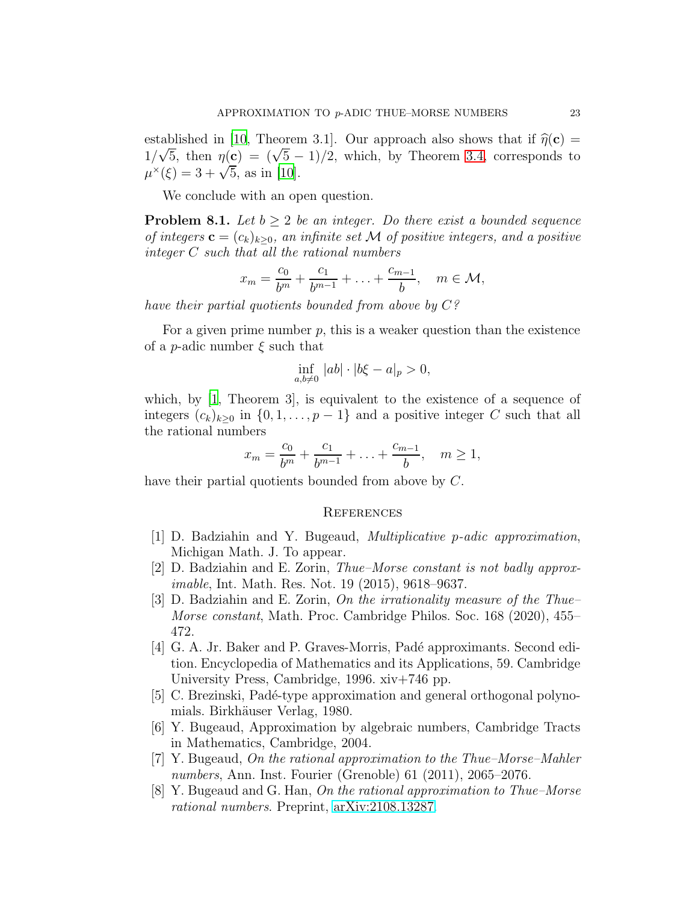established in [10, Theorem 3.1]. Our approach also shows that if $\widehat{\eta}(\mathbf{c}) = 1/\sqrt{5}$, then $\eta(\mathbf{c}) = (\sqrt{5}-1)/2$, which, by Theorem 3.4, corresponds to $\mu^\times(\xi) = 3+\sqrt{5}$, as in [10].

We conclude with an open question.

**Problem 8.1.** *Let $b \geq 2$ be an integer. Do there exist a bounded sequence of integers $\mathbf{c} = (c_k)_{k\geq 0}$, an infinite set $\mathcal{M}$ of positive integers, and a positive integer $C$ such that all the rational numbers*

$$x_m = \frac{c_0}{b^m} + \frac{c_1}{b^{m-1}} + \ldots + \frac{c_{m-1}}{b}, \quad m \in \mathcal{M},$$

*have their partial quotients bounded from above by $C$?*

For a given prime number $p$, this is a weaker question than the existence of a $p$-adic number $\xi$ such that

$$\inf_{a,b\neq 0} |ab| \cdot |b\xi - a|_p > 0,$$

which, by [1, Theorem 3], is equivalent to the existence of a sequence of integers $(c_k)_{k\geq 0}$ in $\{0, 1, \ldots, p-1\}$ and a positive integer $C$ such that all the rational numbers

$$x_m = \frac{c_0}{b^m} + \frac{c_1}{b^{m-1}} + \ldots + \frac{c_{m-1}}{b}, \quad m \geq 1,$$

have their partial quotients bounded from above by $C$.

## References

[1] D. Badziahin and Y. Bugeaud, *Multiplicative p-adic approximation*, Michigan Math. J. To appear.

[2] D. Badziahin and E. Zorin, *Thue–Morse constant is not badly approximable*, Int. Math. Res. Not. 19 (2015), 9618–9637.

[3] D. Badziahin and E. Zorin, *On the irrationality measure of the Thue–Morse constant*, Math. Proc. Cambridge Philos. Soc. 168 (2020), 455–472.

[4] G. A. Jr. Baker and P. Graves-Morris, Padé approximants. Second edition. Encyclopedia of Mathematics and its Applications, 59. Cambridge University Press, Cambridge, 1996. xiv+746 pp.

[5] C. Brezinski, Padé-type approximation and general orthogonal polynomials. Birkhäuser Verlag, 1980.

[6] Y. Bugeaud, Approximation by algebraic numbers, Cambridge Tracts in Mathematics, Cambridge, 2004.

[7] Y. Bugeaud, *On the rational approximation to the Thue–Morse–Mahler numbers*, Ann. Inst. Fourier (Grenoble) 61 (2011), 2065–2076.

[8] Y. Bugeaud and G. Han, *On the rational approximation to Thue–Morse rational numbers*. Preprint, arXiv:2108.13287.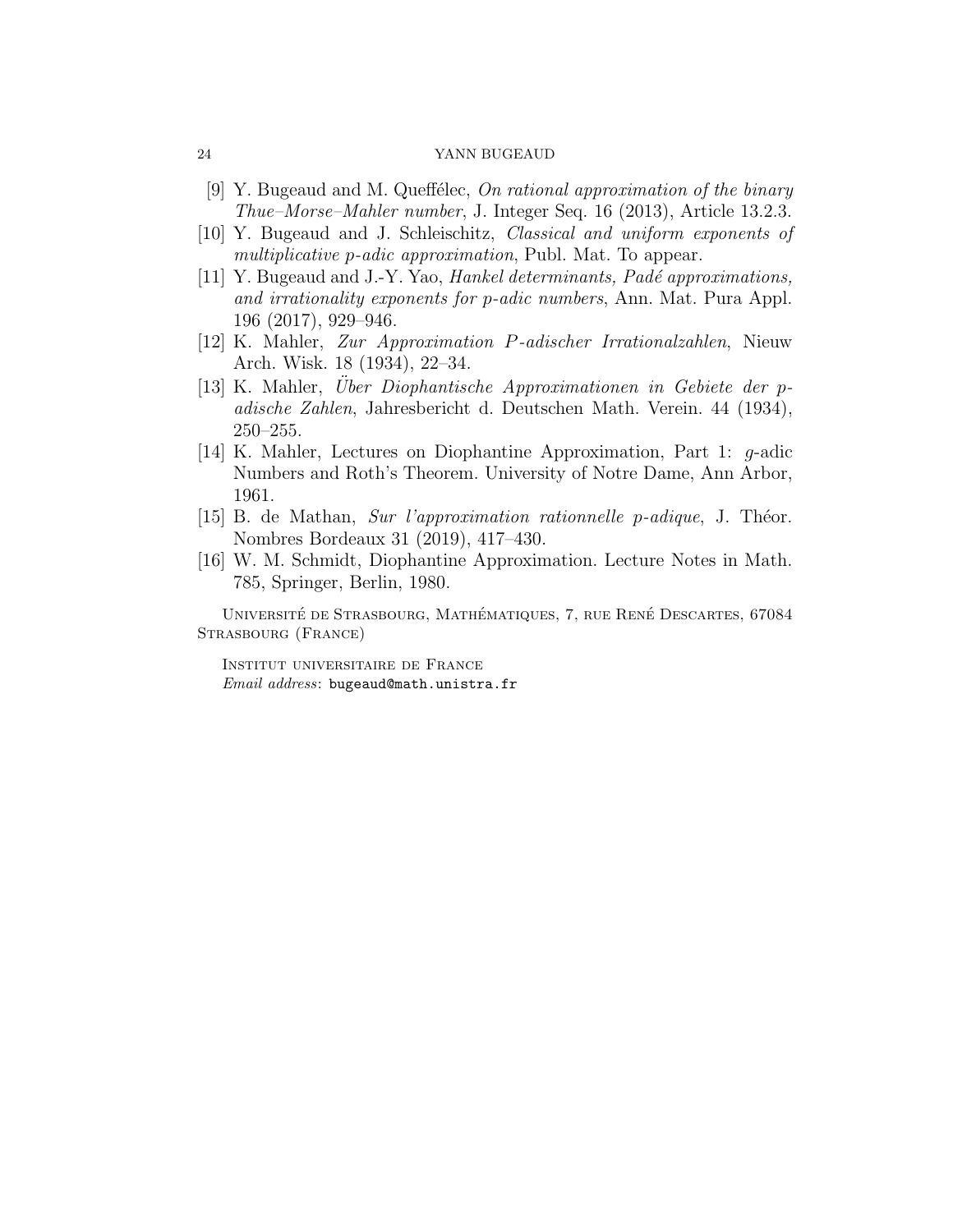[9] Y. Bugeaud and M. Queffélec, *On rational approximation of the binary Thue–Morse–Mahler number*, J. Integer Seq. 16 (2013), Article 13.2.3.

[10] Y. Bugeaud and J. Schleischitz, *Classical and uniform exponents of multiplicative p-adic approximation*, Publ. Mat. To appear.

[11] Y. Bugeaud and J.-Y. Yao, *Hankel determinants, Padé approximations, and irrationality exponents for p-adic numbers*, Ann. Mat. Pura Appl. 196 (2017), 929–946.

[12] K. Mahler, *Zur Approximation P-adischer Irrationalzahlen*, Nieuw Arch. Wisk. 18 (1934), 22–34.

[13] K. Mahler, *Über Diophantische Approximationen in Gebiete der p-adische Zahlen*, Jahresbericht d. Deutschen Math. Verein. 44 (1934), 250–255.

[14] K. Mahler, Lectures on Diophantine Approximation, Part 1: $g$-adic Numbers and Roth's Theorem. University of Notre Dame, Ann Arbor, 1961.

[15] B. de Mathan, *Sur l'approximation rationnelle p-adique*, J. Théor. Nombres Bordeaux 31 (2019), 417–430.

[16] W. M. Schmidt, Diophantine Approximation. Lecture Notes in Math. 785, Springer, Berlin, 1980.

Université de Strasbourg, Mathématiques, 7, rue René Descartes, 67084 Strasbourg (France)

Institut universitaire de France

*Email address*: bugeaud@math.unistra.fr